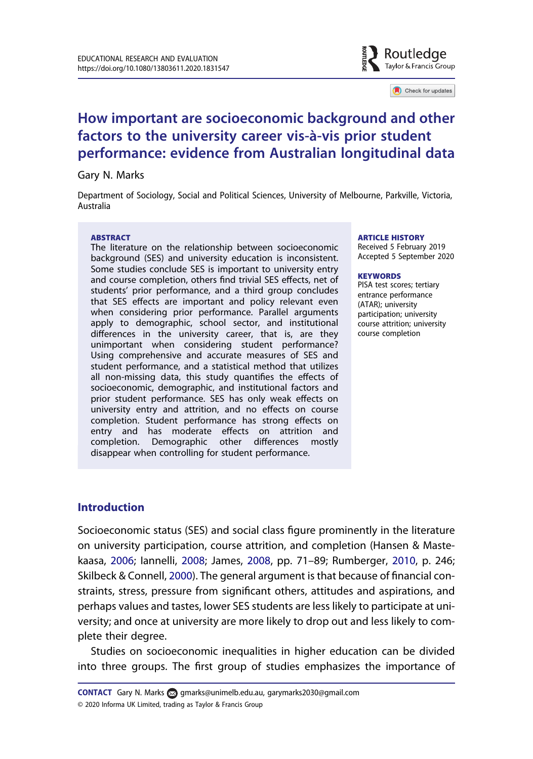# How important are socioeconomic background and other factors to the university career vis-à-vis prior student performance: evidence from Australian longitudinal data

Gary N. Marks

Department of Sociology, Social and Political Sciences, University of Melbourne, Parkville, Victoria, Australia

**ABSTRACT**

The literature on the relationship between socioeconomic background (SES) and university education is inconsistent. Some studies conclude SES is important to university entry and course completion, others find trivial SES effects, net of students' prior performance, and a third group concludes that SES effects are important and policy relevant even when considering prior performance. Parallel arguments apply to demographic, school sector, and institutional differences in the university career, that is, are they unimportant when considering student performance? Using comprehensive and accurate measures of SES and student performance, and a statistical method that utilizes all non-missing data, this study quantifies the effects of socioeconomic, demographic, and institutional factors and prior student performance. SES has only weak effects on university entry and attrition, and no effects on course completion. Student performance has strong effects on entry and has moderate effects on attrition and completion. Demographic other differences mostly disappear when controlling for student performance.

**ARTICLE HISTORY**

Received 5 February 2019
Accepted 5 September 2020

**KEYWORDS**

PISA test scores; tertiary entrance performance (ATAR); university participation; university course attrition; university course completion

## Introduction

Socioeconomic status (SES) and social class figure prominently in the literature on university participation, course attrition, and completion (Hansen & Mastekaasa, 2006; Iannelli, 2008; James, 2008, pp. 71–89; Rumberger, 2010, p. 246; Skilbeck & Connell, 2000). The general argument is that because of financial constraints, stress, pressure from significant others, attitudes and aspirations, and perhaps values and tastes, lower SES students are less likely to participate at university; and once at university are more likely to drop out and less likely to complete their degree.

Studies on socioeconomic inequalities in higher education can be divided into three groups. The first group of studies emphasizes the importance of

**CONTACT** Gary N. Marks gmarks@unimelb.edu.au, garymarks2030@gmail.com

© 2020 Informa UK Limited, trading as Taylor & Francis Group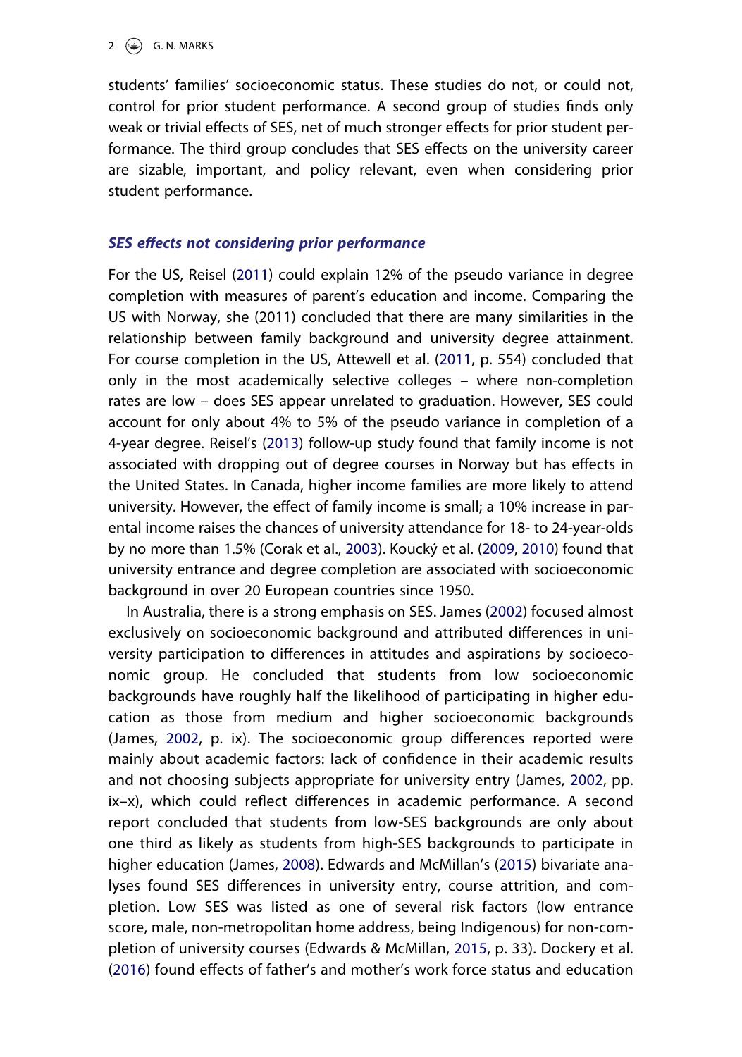students' families' socioeconomic status. These studies do not, or could not, control for prior student performance. A second group of studies finds only weak or trivial effects of SES, net of much stronger effects for prior student performance. The third group concludes that SES effects on the university career are sizable, important, and policy relevant, even when considering prior student performance.

### *SES effects not considering prior performance*

For the US, Reisel (2011) could explain 12% of the pseudo variance in degree completion with measures of parent's education and income. Comparing the US with Norway, she (2011) concluded that there are many similarities in the relationship between family background and university degree attainment. For course completion in the US, Attewell et al. (2011, p. 554) concluded that only in the most academically selective colleges – where non-completion rates are low – does SES appear unrelated to graduation. However, SES could account for only about 4% to 5% of the pseudo variance in completion of a 4-year degree. Reisel's (2013) follow-up study found that family income is not associated with dropping out of degree courses in Norway but has effects in the United States. In Canada, higher income families are more likely to attend university. However, the effect of family income is small; a 10% increase in parental income raises the chances of university attendance for 18- to 24-year-olds by no more than 1.5% (Corak et al., 2003). Koucký et al. (2009, 2010) found that university entrance and degree completion are associated with socioeconomic background in over 20 European countries since 1950.

In Australia, there is a strong emphasis on SES. James (2002) focused almost exclusively on socioeconomic background and attributed differences in university participation to differences in attitudes and aspirations by socioeconomic group. He concluded that students from low socioeconomic backgrounds have roughly half the likelihood of participating in higher education as those from medium and higher socioeconomic backgrounds (James, 2002, p. ix). The socioeconomic group differences reported were mainly about academic factors: lack of confidence in their academic results and not choosing subjects appropriate for university entry (James, 2002, pp. ix–x), which could reflect differences in academic performance. A second report concluded that students from low-SES backgrounds are only about one third as likely as students from high-SES backgrounds to participate in higher education (James, 2008). Edwards and McMillan's (2015) bivariate analyses found SES differences in university entry, course attrition, and completion. Low SES was listed as one of several risk factors (low entrance score, male, non-metropolitan home address, being Indigenous) for non-completion of university courses (Edwards & McMillan, 2015, p. 33). Dockery et al. (2016) found effects of father's and mother's work force status and education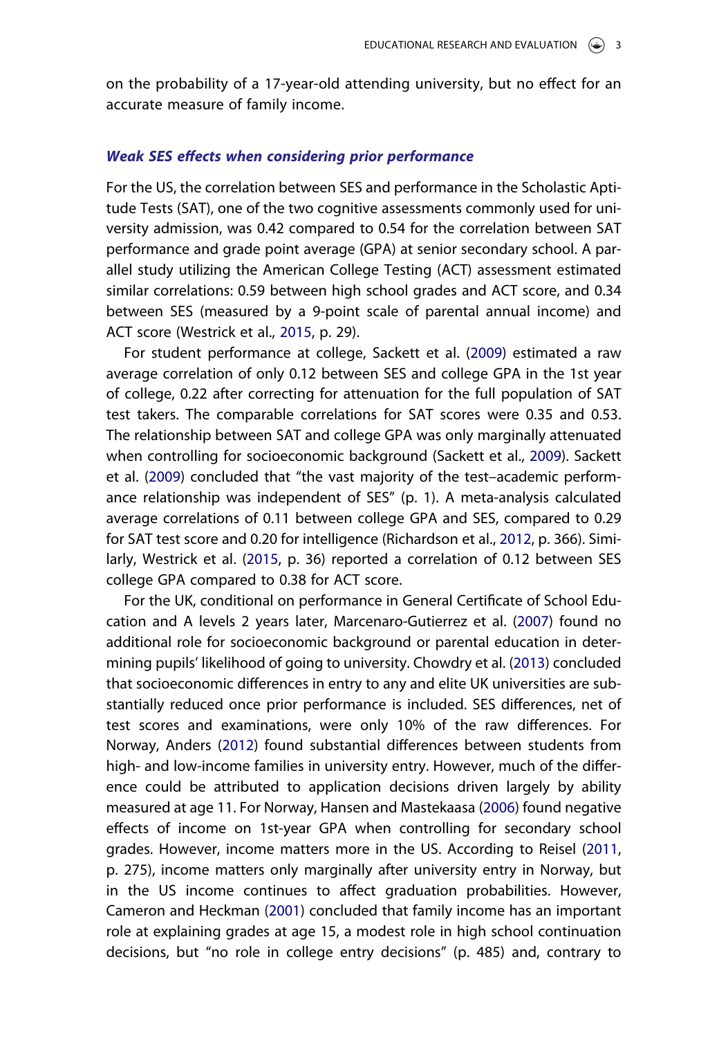on the probability of a 17-year-old attending university, but no effect for an accurate measure of family income.

### *Weak SES effects when considering prior performance*

For the US, the correlation between SES and performance in the Scholastic Aptitude Tests (SAT), one of the two cognitive assessments commonly used for university admission, was 0.42 compared to 0.54 for the correlation between SAT performance and grade point average (GPA) at senior secondary school. A parallel study utilizing the American College Testing (ACT) assessment estimated similar correlations: 0.59 between high school grades and ACT score, and 0.34 between SES (measured by a 9-point scale of parental annual income) and ACT score (Westrick et al., 2015, p. 29).

For student performance at college, Sackett et al. (2009) estimated a raw average correlation of only 0.12 between SES and college GPA in the 1st year of college, 0.22 after correcting for attenuation for the full population of SAT test takers. The comparable correlations for SAT scores were 0.35 and 0.53. The relationship between SAT and college GPA was only marginally attenuated when controlling for socioeconomic background (Sackett et al., 2009). Sackett et al. (2009) concluded that "the vast majority of the test–academic performance relationship was independent of SES" (p. 1). A meta-analysis calculated average correlations of 0.11 between college GPA and SES, compared to 0.29 for SAT test score and 0.20 for intelligence (Richardson et al., 2012, p. 366). Similarly, Westrick et al. (2015, p. 36) reported a correlation of 0.12 between SES college GPA compared to 0.38 for ACT score.

For the UK, conditional on performance in General Certificate of School Education and A levels 2 years later, Marcenaro-Gutierrez et al. (2007) found no additional role for socioeconomic background or parental education in determining pupils' likelihood of going to university. Chowdry et al. (2013) concluded that socioeconomic differences in entry to any and elite UK universities are substantially reduced once prior performance is included. SES differences, net of test scores and examinations, were only 10% of the raw differences. For Norway, Anders (2012) found substantial differences between students from high- and low-income families in university entry. However, much of the difference could be attributed to application decisions driven largely by ability measured at age 11. For Norway, Hansen and Mastekaasa (2006) found negative effects of income on 1st-year GPA when controlling for secondary school grades. However, income matters more in the US. According to Reisel (2011, p. 275), income matters only marginally after university entry in Norway, but in the US income continues to affect graduation probabilities. However, Cameron and Heckman (2001) concluded that family income has an important role at explaining grades at age 15, a modest role in high school continuation decisions, but "no role in college entry decisions" (p. 485) and, contrary to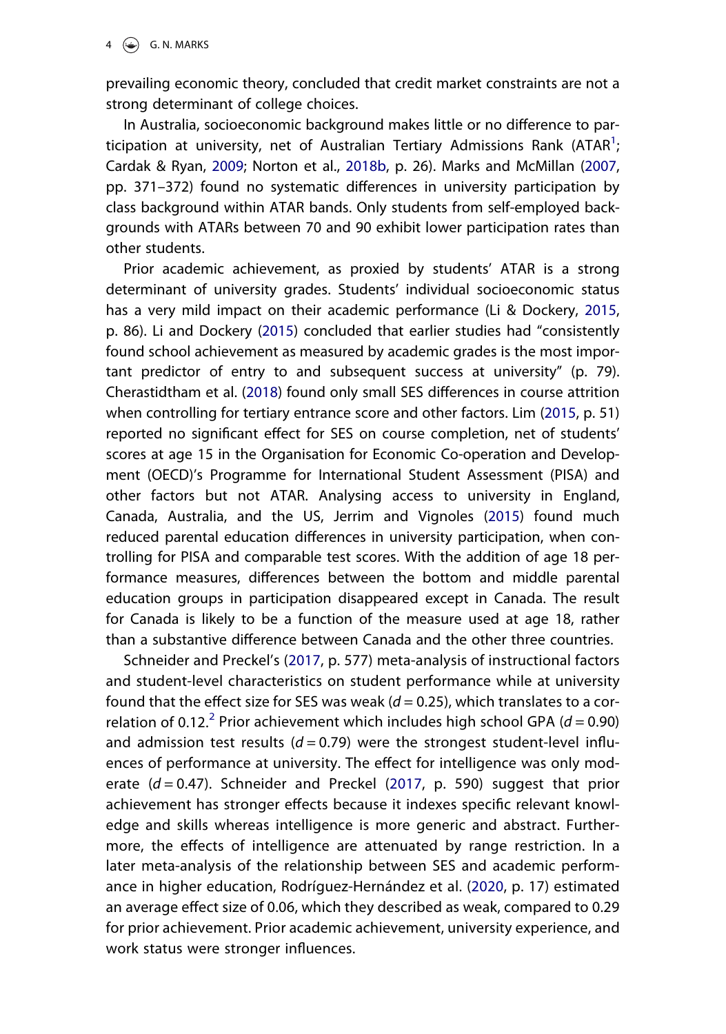prevailing economic theory, concluded that credit market constraints are not a strong determinant of college choices.

In Australia, socioeconomic background makes little or no difference to participation at university, net of Australian Tertiary Admissions Rank (ATAR[1]; Cardak & Ryan, 2009; Norton et al., 2018b, p. 26). Marks and McMillan (2007, pp. 371–372) found no systematic differences in university participation by class background within ATAR bands. Only students from self-employed backgrounds with ATARs between 70 and 90 exhibit lower participation rates than other students.

Prior academic achievement, as proxied by students' ATAR is a strong determinant of university grades. Students' individual socioeconomic status has a very mild impact on their academic performance (Li & Dockery, 2015, p. 86). Li and Dockery (2015) concluded that earlier studies had "consistently found school achievement as measured by academic grades is the most important predictor of entry to and subsequent success at university" (p. 79). Cherastidtham et al. (2018) found only small SES differences in course attrition when controlling for tertiary entrance score and other factors. Lim (2015, p. 51) reported no significant effect for SES on course completion, net of students' scores at age 15 in the Organisation for Economic Co-operation and Development (OECD)'s Programme for International Student Assessment (PISA) and other factors but not ATAR. Analysing access to university in England, Canada, Australia, and the US, Jerrim and Vignoles (2015) found much reduced parental education differences in university participation, when controlling for PISA and comparable test scores. With the addition of age 18 performance measures, differences between the bottom and middle parental education groups in participation disappeared except in Canada. The result for Canada is likely to be a function of the measure used at age 18, rather than a substantive difference between Canada and the other three countries.

Schneider and Preckel's (2017, p. 577) meta-analysis of instructional factors and student-level characteristics on student performance while at university found that the effect size for SES was weak ($d = 0.25$), which translates to a correlation of 0.12.[2] Prior achievement which includes high school GPA ($d = 0.90$) and admission test results ($d = 0.79$) were the strongest student-level influences of performance at university. The effect for intelligence was only moderate ($d = 0.47$). Schneider and Preckel (2017, p. 590) suggest that prior achievement has stronger effects because it indexes specific relevant knowledge and skills whereas intelligence is more generic and abstract. Furthermore, the effects of intelligence are attenuated by range restriction. In a later meta-analysis of the relationship between SES and academic performance in higher education, Rodríguez-Hernández et al. (2020, p. 17) estimated an average effect size of 0.06, which they described as weak, compared to 0.29 for prior achievement. Prior academic achievement, university experience, and work status were stronger influences.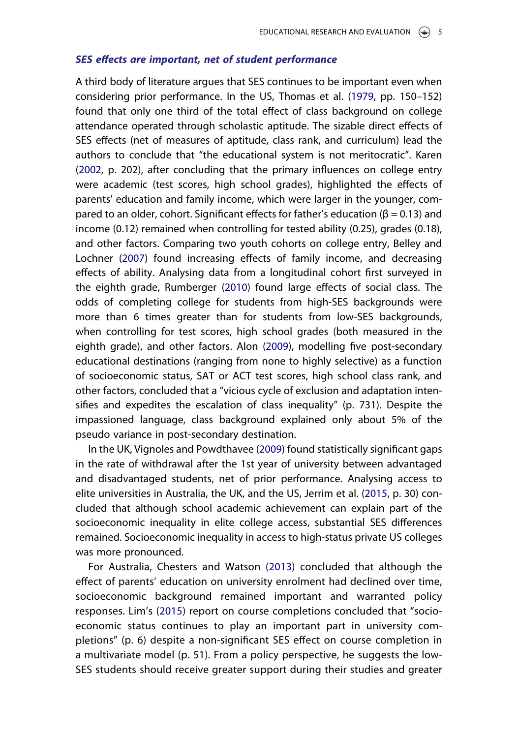### *SES effects are important, net of student performance*

A third body of literature argues that SES continues to be important even when considering prior performance. In the US, Thomas et al. (1979, pp. 150–152) found that only one third of the total effect of class background on college attendance operated through scholastic aptitude. The sizable direct effects of SES effects (net of measures of aptitude, class rank, and curriculum) lead the authors to conclude that "the educational system is not meritocratic". Karen (2002, p. 202), after concluding that the primary influences on college entry were academic (test scores, high school grades), highlighted the effects of parents' education and family income, which were larger in the younger, compared to an older, cohort. Significant effects for father's education (β = 0.13) and income (0.12) remained when controlling for tested ability (0.25), grades (0.18), and other factors. Comparing two youth cohorts on college entry, Belley and Lochner (2007) found increasing effects of family income, and decreasing effects of ability. Analysing data from a longitudinal cohort first surveyed in the eighth grade, Rumberger (2010) found large effects of social class. The odds of completing college for students from high-SES backgrounds were more than 6 times greater than for students from low-SES backgrounds, when controlling for test scores, high school grades (both measured in the eighth grade), and other factors. Alon (2009), modelling five post-secondary educational destinations (ranging from none to highly selective) as a function of socioeconomic status, SAT or ACT test scores, high school class rank, and other factors, concluded that a "vicious cycle of exclusion and adaptation intensifies and expedites the escalation of class inequality" (p. 731). Despite the impassioned language, class background explained only about 5% of the pseudo variance in post-secondary destination.

In the UK, Vignoles and Powdthavee (2009) found statistically significant gaps in the rate of withdrawal after the 1st year of university between advantaged and disadvantaged students, net of prior performance. Analysing access to elite universities in Australia, the UK, and the US, Jerrim et al. (2015, p. 30) concluded that although school academic achievement can explain part of the socioeconomic inequality in elite college access, substantial SES differences remained. Socioeconomic inequality in access to high-status private US colleges was more pronounced.

For Australia, Chesters and Watson (2013) concluded that although the effect of parents' education on university enrolment had declined over time, socioeconomic background remained important and warranted policy responses. Lim's (2015) report on course completions concluded that "socioeconomic status continues to play an important part in university completions" (p. 6) despite a non-significant SES effect on course completion in a multivariate model (p. 51). From a policy perspective, he suggests the low-SES students should receive greater support during their studies and greater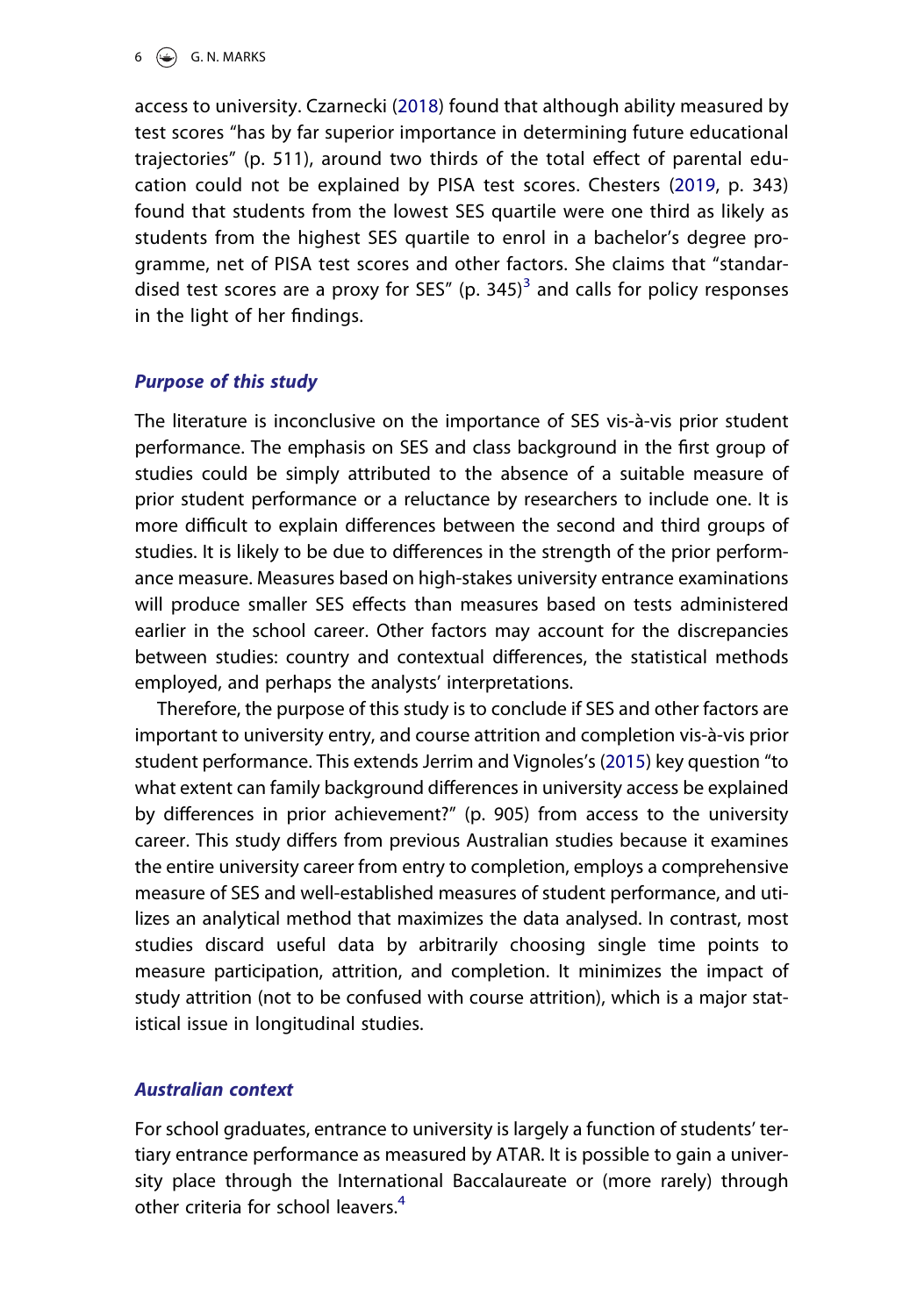access to university. Czarnecki (2018) found that although ability measured by test scores "has by far superior importance in determining future educational trajectories" (p. 511), around two thirds of the total effect of parental education could not be explained by PISA test scores. Chesters (2019, p. 343) found that students from the lowest SES quartile were one third as likely as students from the highest SES quartile to enrol in a bachelor's degree programme, net of PISA test scores and other factors. She claims that "standardised test scores are a proxy for SES" (p. 345)[3] and calls for policy responses in the light of her findings.

### *Purpose of this study*

The literature is inconclusive on the importance of SES vis-à-vis prior student performance. The emphasis on SES and class background in the first group of studies could be simply attributed to the absence of a suitable measure of prior student performance or a reluctance by researchers to include one. It is more difficult to explain differences between the second and third groups of studies. It is likely to be due to differences in the strength of the prior performance measure. Measures based on high-stakes university entrance examinations will produce smaller SES effects than measures based on tests administered earlier in the school career. Other factors may account for the discrepancies between studies: country and contextual differences, the statistical methods employed, and perhaps the analysts' interpretations.

Therefore, the purpose of this study is to conclude if SES and other factors are important to university entry, and course attrition and completion vis-à-vis prior student performance. This extends Jerrim and Vignoles's (2015) key question "to what extent can family background differences in university access be explained by differences in prior achievement?" (p. 905) from access to the university career. This study differs from previous Australian studies because it examines the entire university career from entry to completion, employs a comprehensive measure of SES and well-established measures of student performance, and utilizes an analytical method that maximizes the data analysed. In contrast, most studies discard useful data by arbitrarily choosing single time points to measure participation, attrition, and completion. It minimizes the impact of study attrition (not to be confused with course attrition), which is a major statistical issue in longitudinal studies.

### *Australian context*

For school graduates, entrance to university is largely a function of students' tertiary entrance performance as measured by ATAR. It is possible to gain a university place through the International Baccalaureate or (more rarely) through other criteria for school leavers.[4]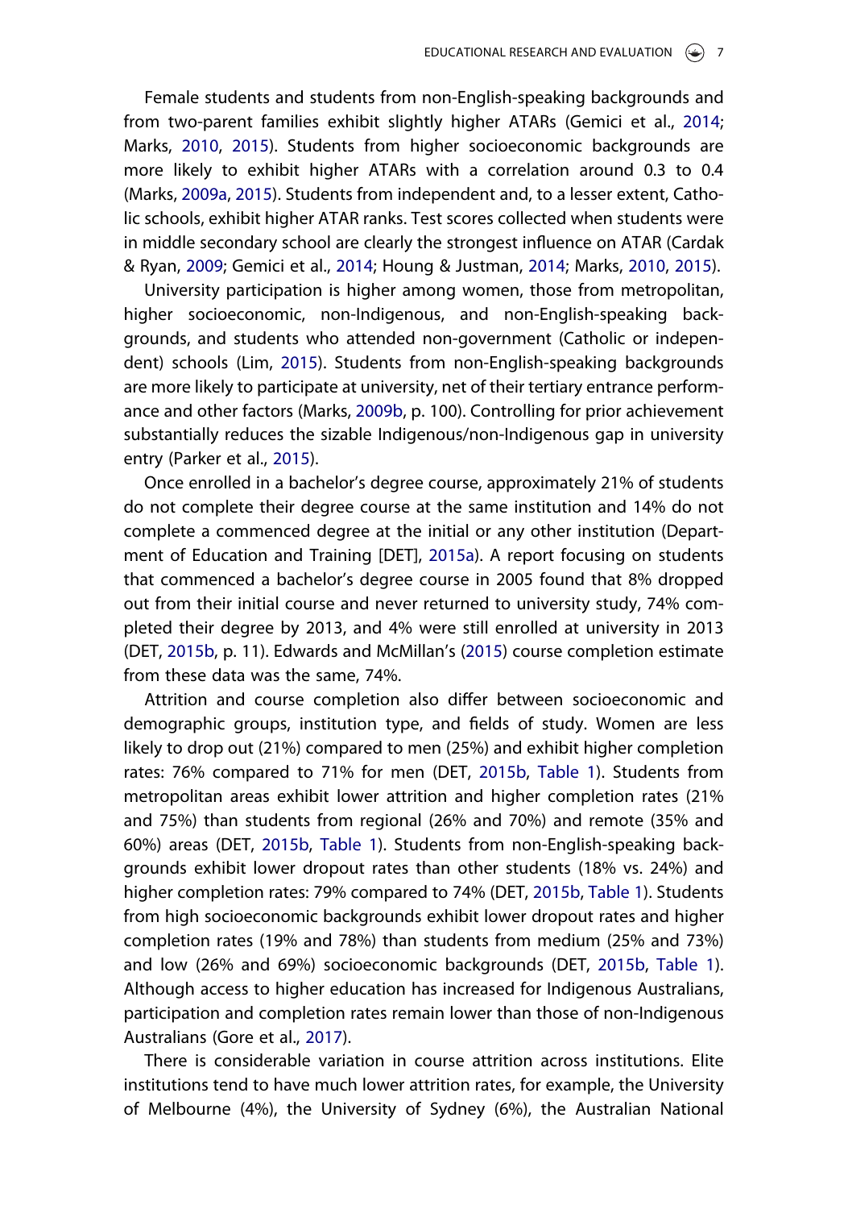Female students and students from non-English-speaking backgrounds and from two-parent families exhibit slightly higher ATARs (Gemici et al., 2014; Marks, 2010, 2015). Students from higher socioeconomic backgrounds are more likely to exhibit higher ATARs with a correlation around 0.3 to 0.4 (Marks, 2009a, 2015). Students from independent and, to a lesser extent, Catholic schools, exhibit higher ATAR ranks. Test scores collected when students were in middle secondary school are clearly the strongest influence on ATAR (Cardak & Ryan, 2009; Gemici et al., 2014; Houng & Justman, 2014; Marks, 2010, 2015).

University participation is higher among women, those from metropolitan, higher socioeconomic, non-Indigenous, and non-English-speaking backgrounds, and students who attended non-government (Catholic or independent) schools (Lim, 2015). Students from non-English-speaking backgrounds are more likely to participate at university, net of their tertiary entrance performance and other factors (Marks, 2009b, p. 100). Controlling for prior achievement substantially reduces the sizable Indigenous/non-Indigenous gap in university entry (Parker et al., 2015).

Once enrolled in a bachelor's degree course, approximately 21% of students do not complete their degree course at the same institution and 14% do not complete a commenced degree at the initial or any other institution (Department of Education and Training [DET], 2015a). A report focusing on students that commenced a bachelor's degree course in 2005 found that 8% dropped out from their initial course and never returned to university study, 74% completed their degree by 2013, and 4% were still enrolled at university in 2013 (DET, 2015b, p. 11). Edwards and McMillan's (2015) course completion estimate from these data was the same, 74%.

Attrition and course completion also differ between socioeconomic and demographic groups, institution type, and fields of study. Women are less likely to drop out (21%) compared to men (25%) and exhibit higher completion rates: 76% compared to 71% for men (DET, 2015b, Table 1). Students from metropolitan areas exhibit lower attrition and higher completion rates (21% and 75%) than students from regional (26% and 70%) and remote (35% and 60%) areas (DET, 2015b, Table 1). Students from non-English-speaking backgrounds exhibit lower dropout rates than other students (18% vs. 24%) and higher completion rates: 79% compared to 74% (DET, 2015b, Table 1). Students from high socioeconomic backgrounds exhibit lower dropout rates and higher completion rates (19% and 78%) than students from medium (25% and 73%) and low (26% and 69%) socioeconomic backgrounds (DET, 2015b, Table 1). Although access to higher education has increased for Indigenous Australians, participation and completion rates remain lower than those of non-Indigenous Australians (Gore et al., 2017).

There is considerable variation in course attrition across institutions. Elite institutions tend to have much lower attrition rates, for example, the University of Melbourne (4%), the University of Sydney (6%), the Australian National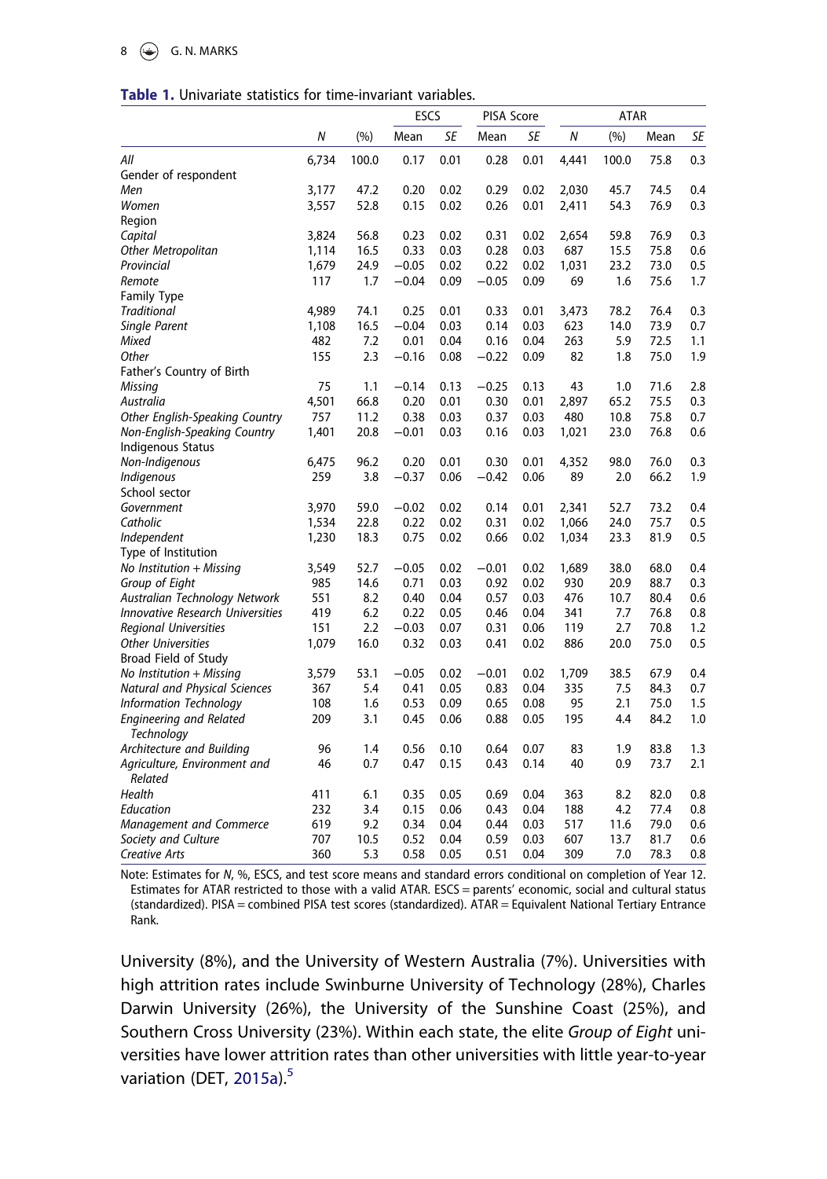**Table 1.** Univariate statistics for time-invariant variables.

| | N | (%) | ESCS | | PISA Score | | ATAR | | | |
|---|---|---|---|---|---|---|---|---|---|---|
| | | | Mean | SE | Mean | SE | N | (%) | Mean | SE |
| *All* | 6,734 | 100.0 | 0.17 | 0.01 | 0.28 | 0.01 | 4,441 | 100.0 | 75.8 | 0.3 |
| Gender of respondent | | | | | | | | | | |
| *Men* | 3,177 | 47.2 | 0.20 | 0.02 | 0.29 | 0.02 | 2,030 | 45.7 | 74.5 | 0.4 |
| *Women* | 3,557 | 52.8 | 0.15 | 0.02 | 0.26 | 0.01 | 2,411 | 54.3 | 76.9 | 0.3 |
| Region | | | | | | | | | | |
| *Capital* | 3,824 | 56.8 | 0.23 | 0.02 | 0.31 | 0.02 | 2,654 | 59.8 | 76.9 | 0.3 |
| *Other Metropolitan* | 1,114 | 16.5 | 0.33 | 0.03 | 0.28 | 0.03 | 687 | 15.5 | 75.8 | 0.6 |
| *Provincial* | 1,679 | 24.9 | −0.05 | 0.02 | 0.22 | 0.02 | 1,031 | 23.2 | 73.0 | 0.5 |
| *Remote* | 117 | 1.7 | −0.04 | 0.09 | −0.05 | 0.09 | 69 | 1.6 | 75.6 | 1.7 |
| Family Type | | | | | | | | | | |
| *Traditional* | 4,989 | 74.1 | 0.25 | 0.01 | 0.33 | 0.01 | 3,473 | 78.2 | 76.4 | 0.3 |
| *Single Parent* | 1,108 | 16.5 | −0.04 | 0.03 | 0.14 | 0.03 | 623 | 14.0 | 73.9 | 0.7 |
| *Mixed* | 482 | 7.2 | 0.01 | 0.04 | 0.16 | 0.04 | 263 | 5.9 | 72.5 | 1.1 |
| *Other* | 155 | 2.3 | −0.16 | 0.08 | −0.22 | 0.09 | 82 | 1.8 | 75.0 | 1.9 |
| Father's Country of Birth | | | | | | | | | | |
| *Missing* | 75 | 1.1 | −0.14 | 0.13 | −0.25 | 0.13 | 43 | 1.0 | 71.6 | 2.8 |
| *Australia* | 4,501 | 66.8 | 0.20 | 0.01 | 0.30 | 0.01 | 2,897 | 65.2 | 75.5 | 0.3 |
| *Other English-Speaking Country* | 757 | 11.2 | 0.38 | 0.03 | 0.37 | 0.03 | 480 | 10.8 | 75.8 | 0.7 |
| *Non-English-Speaking Country* | 1,401 | 20.8 | −0.01 | 0.03 | 0.16 | 0.03 | 1,021 | 23.0 | 76.8 | 0.6 |
| Indigenous Status | | | | | | | | | | |
| *Non-Indigenous* | 6,475 | 96.2 | 0.20 | 0.01 | 0.30 | 0.01 | 4,352 | 98.0 | 76.0 | 0.3 |
| *Indigenous* | 259 | 3.8 | −0.37 | 0.06 | −0.42 | 0.06 | 89 | 2.0 | 66.2 | 1.9 |
| School sector | | | | | | | | | | |
| *Government* | 3,970 | 59.0 | −0.02 | 0.02 | 0.14 | 0.01 | 2,341 | 52.7 | 73.2 | 0.4 |
| *Catholic* | 1,534 | 22.8 | 0.22 | 0.02 | 0.31 | 0.02 | 1,066 | 24.0 | 75.7 | 0.5 |
| *Independent* | 1,230 | 18.3 | 0.75 | 0.02 | 0.66 | 0.02 | 1,034 | 23.3 | 81.9 | 0.5 |
| Type of Institution | | | | | | | | | | |
| *No Institution + Missing* | 3,549 | 52.7 | −0.05 | 0.02 | −0.01 | 0.02 | 1,689 | 38.0 | 68.0 | 0.4 |
| *Group of Eight* | 985 | 14.6 | 0.71 | 0.03 | 0.92 | 0.02 | 930 | 20.9 | 88.7 | 0.3 |
| *Australian Technology Network* | 551 | 8.2 | 0.40 | 0.04 | 0.57 | 0.03 | 476 | 10.7 | 80.4 | 0.6 |
| *Innovative Research Universities* | 419 | 6.2 | 0.22 | 0.05 | 0.46 | 0.04 | 341 | 7.7 | 76.8 | 0.8 |
| *Regional Universities* | 151 | 2.2 | −0.03 | 0.07 | 0.31 | 0.06 | 119 | 2.7 | 70.8 | 1.2 |
| *Other Universities* | 1,079 | 16.0 | 0.32 | 0.03 | 0.41 | 0.02 | 886 | 20.0 | 75.0 | 0.5 |
| Broad Field of Study | | | | | | | | | | |
| *No Institution + Missing* | 3,579 | 53.1 | −0.05 | 0.02 | −0.01 | 0.02 | 1,709 | 38.5 | 67.9 | 0.4 |
| *Natural and Physical Sciences* | 367 | 5.4 | 0.41 | 0.05 | 0.83 | 0.04 | 335 | 7.5 | 84.3 | 0.7 |
| *Information Technology* | 108 | 1.6 | 0.53 | 0.09 | 0.65 | 0.08 | 95 | 2.1 | 75.0 | 1.5 |
| *Engineering and Related Technology* | 209 | 3.1 | 0.45 | 0.06 | 0.88 | 0.05 | 195 | 4.4 | 84.2 | 1.0 |
| *Architecture and Building* | 96 | 1.4 | 0.56 | 0.10 | 0.64 | 0.07 | 83 | 1.9 | 83.8 | 1.3 |
| *Agriculture, Environment and Related* | 46 | 0.7 | 0.47 | 0.15 | 0.43 | 0.14 | 40 | 0.9 | 73.7 | 2.1 |
| *Health* | 411 | 6.1 | 0.35 | 0.05 | 0.69 | 0.04 | 363 | 8.2 | 82.0 | 0.8 |
| *Education* | 232 | 3.4 | 0.15 | 0.06 | 0.43 | 0.04 | 188 | 4.2 | 77.4 | 0.8 |
| *Management and Commerce* | 619 | 9.2 | 0.34 | 0.04 | 0.44 | 0.03 | 517 | 11.6 | 79.0 | 0.6 |
| *Society and Culture* | 707 | 10.5 | 0.52 | 0.04 | 0.59 | 0.03 | 607 | 13.7 | 81.7 | 0.6 |
| *Creative Arts* | 360 | 5.3 | 0.58 | 0.05 | 0.51 | 0.04 | 309 | 7.0 | 78.3 | 0.8 |

Note: Estimates for N, %, ESCS, and test score means and standard errors conditional on completion of Year 12. Estimates for ATAR restricted to those with a valid ATAR. ESCS = parents' economic, social and cultural status (standardized). PISA = combined PISA test scores (standardized). ATAR = Equivalent National Tertiary Entrance Rank.

University (8%), and the University of Western Australia (7%). Universities with high attrition rates include Swinburne University of Technology (28%), Charles Darwin University (26%), the University of the Sunshine Coast (25%), and Southern Cross University (23%). Within each state, the elite *Group of Eight* universities have lower attrition rates than other universities with little year-to-year variation (DET, 2015a).[5]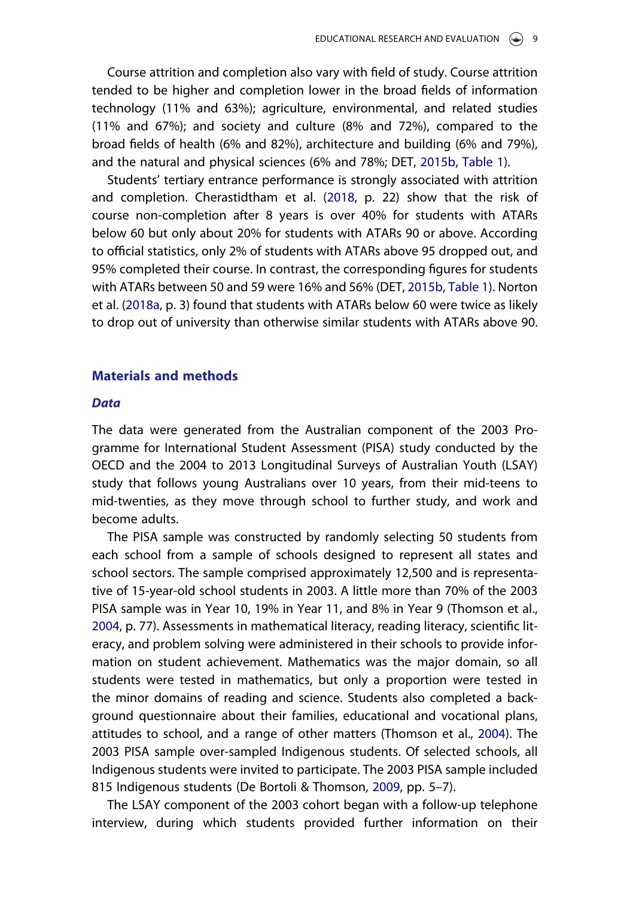Course attrition and completion also vary with field of study. Course attrition tended to be higher and completion lower in the broad fields of information technology (11% and 63%); agriculture, environmental, and related studies (11% and 67%); and society and culture (8% and 72%), compared to the broad fields of health (6% and 82%), architecture and building (6% and 79%), and the natural and physical sciences (6% and 78%; DET, 2015b, Table 1).

Students' tertiary entrance performance is strongly associated with attrition and completion. Cherastidtham et al. (2018, p. 22) show that the risk of course non-completion after 8 years is over 40% for students with ATARs below 60 but only about 20% for students with ATARs 90 or above. According to official statistics, only 2% of students with ATARs above 95 dropped out, and 95% completed their course. In contrast, the corresponding figures for students with ATARs between 50 and 59 were 16% and 56% (DET, 2015b, Table 1). Norton et al. (2018a, p. 3) found that students with ATARs below 60 were twice as likely to drop out of university than otherwise similar students with ATARs above 90.

## Materials and methods

### Data

The data were generated from the Australian component of the 2003 Programme for International Student Assessment (PISA) study conducted by the OECD and the 2004 to 2013 Longitudinal Surveys of Australian Youth (LSAY) study that follows young Australians over 10 years, from their mid-teens to mid-twenties, as they move through school to further study, and work and become adults.

The PISA sample was constructed by randomly selecting 50 students from each school from a sample of schools designed to represent all states and school sectors. The sample comprised approximately 12,500 and is representative of 15-year-old school students in 2003. A little more than 70% of the 2003 PISA sample was in Year 10, 19% in Year 11, and 8% in Year 9 (Thomson et al., 2004, p. 77). Assessments in mathematical literacy, reading literacy, scientific literacy, and problem solving were administered in their schools to provide information on student achievement. Mathematics was the major domain, so all students were tested in mathematics, but only a proportion were tested in the minor domains of reading and science. Students also completed a background questionnaire about their families, educational and vocational plans, attitudes to school, and a range of other matters (Thomson et al., 2004). The 2003 PISA sample over-sampled Indigenous students. Of selected schools, all Indigenous students were invited to participate. The 2003 PISA sample included 815 Indigenous students (De Bortoli & Thomson, 2009, pp. 5–7).

The LSAY component of the 2003 cohort began with a follow-up telephone interview, during which students provided further information on their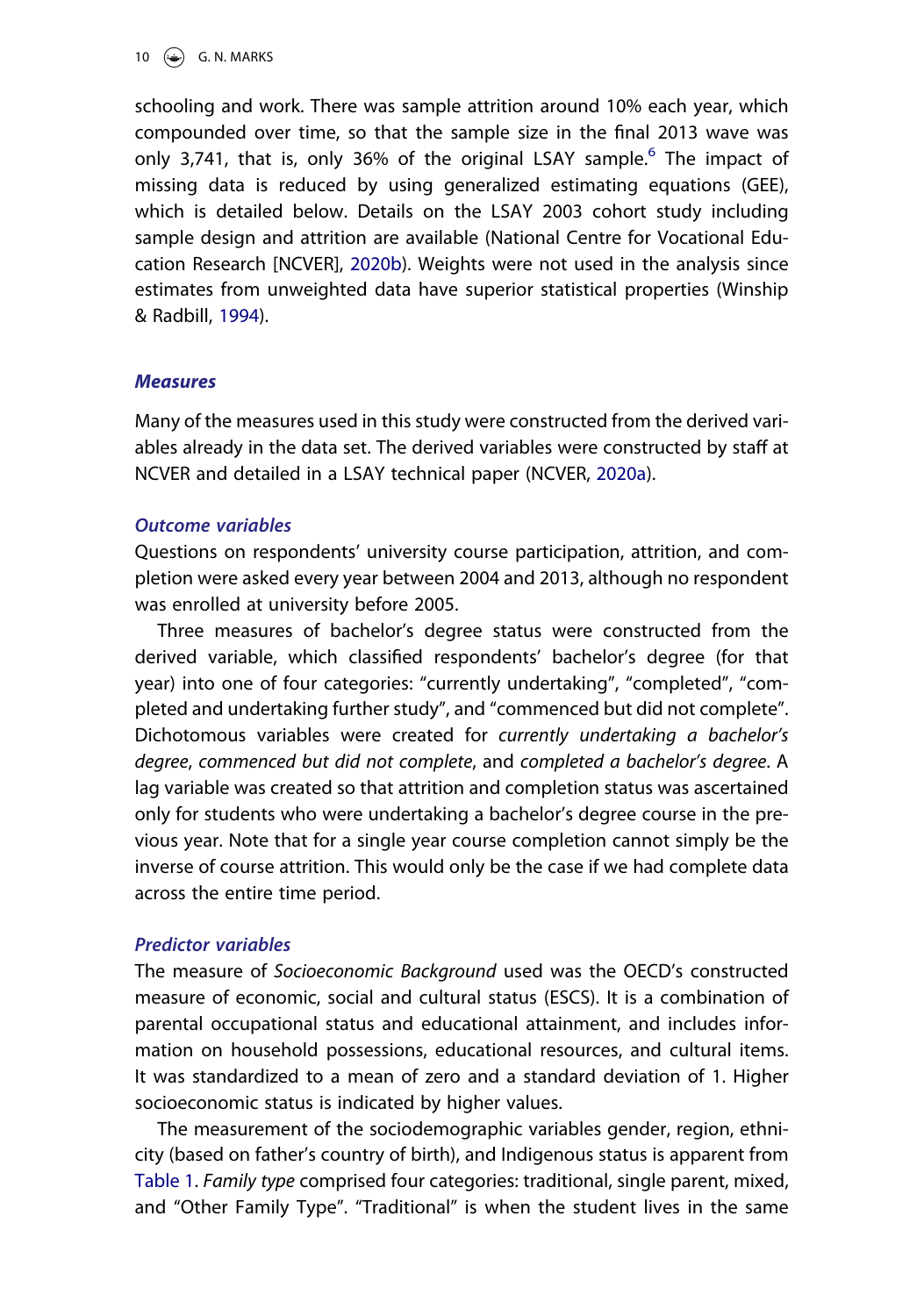schooling and work. There was sample attrition around 10% each year, which compounded over time, so that the sample size in the final 2013 wave was only 3,741, that is, only 36% of the original LSAY sample.[6] The impact of missing data is reduced by using generalized estimating equations (GEE), which is detailed below. Details on the LSAY 2003 cohort study including sample design and attrition are available (National Centre for Vocational Education Research [NCVER], 2020b). Weights were not used in the analysis since estimates from unweighted data have superior statistical properties (Winship & Radbill, 1994).

## Measures

Many of the measures used in this study were constructed from the derived variables already in the data set. The derived variables were constructed by staff at NCVER and detailed in a LSAY technical paper (NCVER, 2020a).

### Outcome variables

Questions on respondents' university course participation, attrition, and completion were asked every year between 2004 and 2013, although no respondent was enrolled at university before 2005.

Three measures of bachelor's degree status were constructed from the derived variable, which classified respondents' bachelor's degree (for that year) into one of four categories: "currently undertaking", "completed", "completed and undertaking further study", and "commenced but did not complete". Dichotomous variables were created for *currently undertaking a bachelor's degree*, *commenced but did not complete*, and *completed a bachelor's degree*. A lag variable was created so that attrition and completion status was ascertained only for students who were undertaking a bachelor's degree course in the previous year. Note that for a single year course completion cannot simply be the inverse of course attrition. This would only be the case if we had complete data across the entire time period.

### Predictor variables

The measure of *Socioeconomic Background* used was the OECD's constructed measure of economic, social and cultural status (ESCS). It is a combination of parental occupational status and educational attainment, and includes information on household possessions, educational resources, and cultural items. It was standardized to a mean of zero and a standard deviation of 1. Higher socioeconomic status is indicated by higher values.

The measurement of the sociodemographic variables gender, region, ethnicity (based on father's country of birth), and Indigenous status is apparent from Table 1. *Family type* comprised four categories: traditional, single parent, mixed, and "Other Family Type". "Traditional" is when the student lives in the same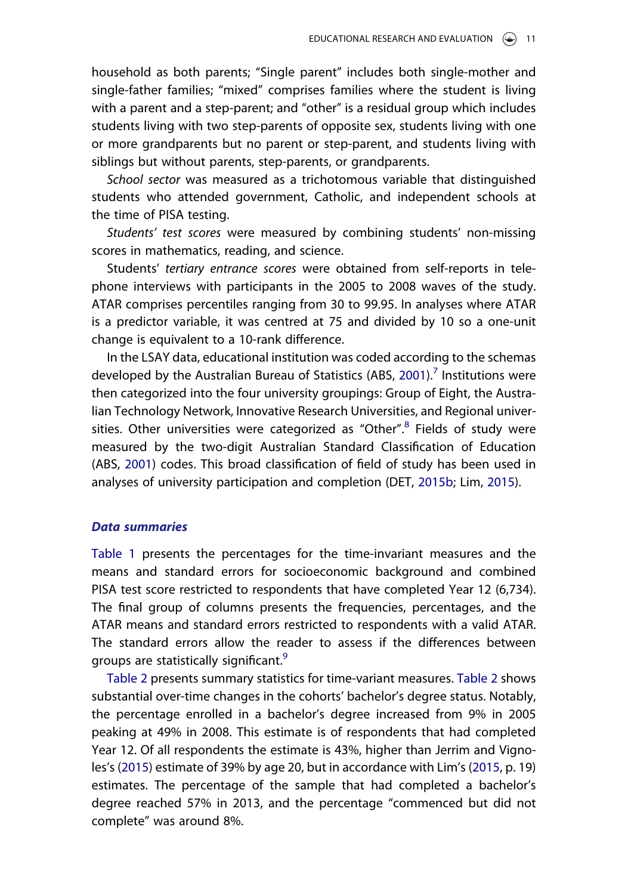household as both parents; "Single parent" includes both single-mother and single-father families; "mixed" comprises families where the student is living with a parent and a step-parent; and "other" is a residual group which includes students living with two step-parents of opposite sex, students living with one or more grandparents but no parent or step-parent, and students living with siblings but without parents, step-parents, or grandparents.

*School sector* was measured as a trichotomous variable that distinguished students who attended government, Catholic, and independent schools at the time of PISA testing.

*Students' test scores* were measured by combining students' non-missing scores in mathematics, reading, and science.

Students' *tertiary entrance scores* were obtained from self-reports in telephone interviews with participants in the 2005 to 2008 waves of the study. ATAR comprises percentiles ranging from 30 to 99.95. In analyses where ATAR is a predictor variable, it was centred at 75 and divided by 10 so a one-unit change is equivalent to a 10-rank difference.

In the LSAY data, educational institution was coded according to the schemas developed by the Australian Bureau of Statistics (ABS, 2001).[7] Institutions were then categorized into the four university groupings: Group of Eight, the Australian Technology Network, Innovative Research Universities, and Regional universities. Other universities were categorized as "Other".[8] Fields of study were measured by the two-digit Australian Standard Classification of Education (ABS, 2001) codes. This broad classification of field of study has been used in analyses of university participation and completion (DET, 2015b; Lim, 2015).

### Data summaries

Table 1 presents the percentages for the time-invariant measures and the means and standard errors for socioeconomic background and combined PISA test score restricted to respondents that have completed Year 12 (6,734). The final group of columns presents the frequencies, percentages, and the ATAR means and standard errors restricted to respondents with a valid ATAR. The standard errors allow the reader to assess if the differences between groups are statistically significant.[9]

Table 2 presents summary statistics for time-variant measures. Table 2 shows substantial over-time changes in the cohorts' bachelor's degree status. Notably, the percentage enrolled in a bachelor's degree increased from 9% in 2005 peaking at 49% in 2008. This estimate is of respondents that had completed Year 12. Of all respondents the estimate is 43%, higher than Jerrim and Vignoles's (2015) estimate of 39% by age 20, but in accordance with Lim's (2015, p. 19) estimates. The percentage of the sample that had completed a bachelor's degree reached 57% in 2013, and the percentage "commenced but did not complete" was around 8%.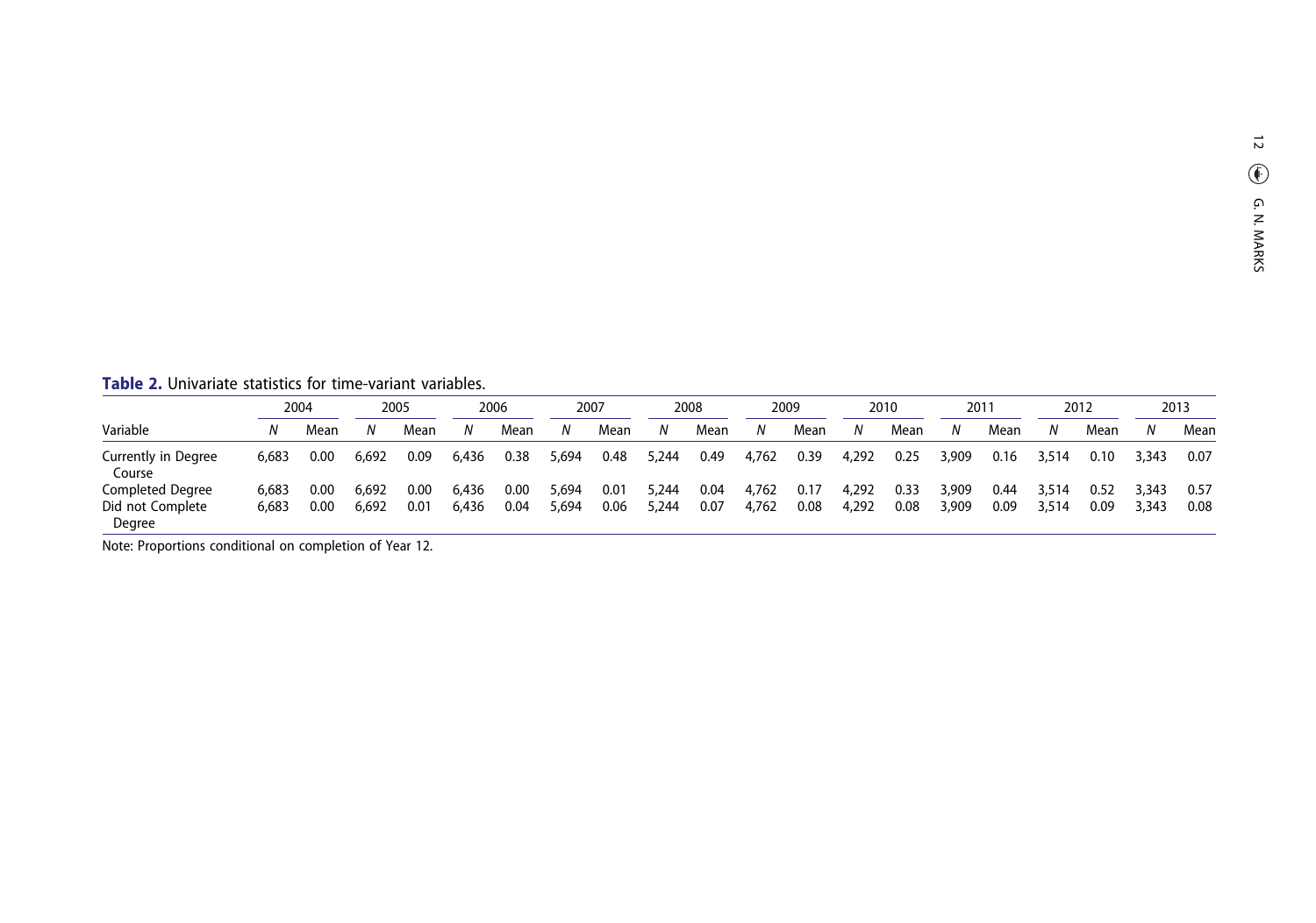**Table 2.** Univariate statistics for time-variant variables.

| | 2004 | | 2005 | | 2006 | | 2007 | | 2008 | | 2009 | | 2010 | | 2011 | | 2012 | | 2013 | |
|---|---|---|---|---|---|---|---|---|---|---|---|---|---|---|---|---|---|---|---|---|
| Variable | *N* | Mean | *N* | Mean | *N* | Mean | *N* | Mean | *N* | Mean | *N* | Mean | *N* | Mean | *N* | Mean | *N* | Mean | *N* | Mean |
| Currently in Degree Course | 6,683 | 0.00 | 6,692 | 0.09 | 6,436 | 0.38 | 5,694 | 0.48 | 5,244 | 0.49 | 4,762 | 0.39 | 4,292 | 0.25 | 3,909 | 0.16 | 3,514 | 0.10 | 3,343 | 0.07 |
| Completed Degree | 6,683 | 0.00 | 6,692 | 0.00 | 6,436 | 0.00 | 5,694 | 0.01 | 5,244 | 0.04 | 4,762 | 0.17 | 4,292 | 0.33 | 3,909 | 0.44 | 3,514 | 0.52 | 3,343 | 0.57 |
| Did not Complete Degree | 6,683 | 0.00 | 6,692 | 0.01 | 6,436 | 0.04 | 5,694 | 0.06 | 5,244 | 0.07 | 4,762 | 0.08 | 4,292 | 0.08 | 3,909 | 0.09 | 3,514 | 0.09 | 3,343 | 0.08 |

Note: Proportions conditional on completion of Year 12.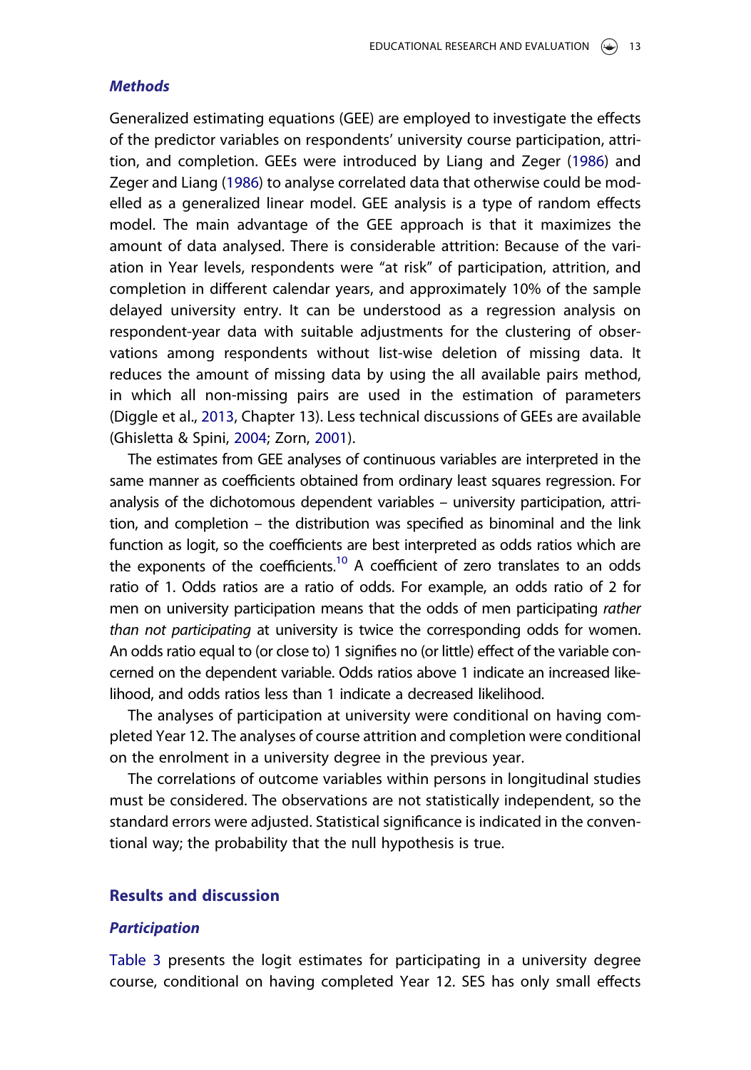### *Methods*

Generalized estimating equations (GEE) are employed to investigate the effects of the predictor variables on respondents' university course participation, attrition, and completion. GEEs were introduced by Liang and Zeger (1986) and Zeger and Liang (1986) to analyse correlated data that otherwise could be modelled as a generalized linear model. GEE analysis is a type of random effects model. The main advantage of the GEE approach is that it maximizes the amount of data analysed. There is considerable attrition: Because of the variation in Year levels, respondents were "at risk" of participation, attrition, and completion in different calendar years, and approximately 10% of the sample delayed university entry. It can be understood as a regression analysis on respondent-year data with suitable adjustments for the clustering of observations among respondents without list-wise deletion of missing data. It reduces the amount of missing data by using the all available pairs method, in which all non-missing pairs are used in the estimation of parameters (Diggle et al., 2013, Chapter 13). Less technical discussions of GEEs are available (Ghisletta & Spini, 2004; Zorn, 2001).

The estimates from GEE analyses of continuous variables are interpreted in the same manner as coefficients obtained from ordinary least squares regression. For analysis of the dichotomous dependent variables – university participation, attrition, and completion – the distribution was specified as binominal and the link function as logit, so the coefficients are best interpreted as odds ratios which are the exponents of the coefficients.[10] A coefficient of zero translates to an odds ratio of 1. Odds ratios are a ratio of odds. For example, an odds ratio of 2 for men on university participation means that the odds of men participating *rather than not participating* at university is twice the corresponding odds for women. An odds ratio equal to (or close to) 1 signifies no (or little) effect of the variable concerned on the dependent variable. Odds ratios above 1 indicate an increased likelihood, and odds ratios less than 1 indicate a decreased likelihood.

The analyses of participation at university were conditional on having completed Year 12. The analyses of course attrition and completion were conditional on the enrolment in a university degree in the previous year.

The correlations of outcome variables within persons in longitudinal studies must be considered. The observations are not statistically independent, so the standard errors were adjusted. Statistical significance is indicated in the conventional way; the probability that the null hypothesis is true.

## Results and discussion

### *Participation*

Table 3 presents the logit estimates for participating in a university degree course, conditional on having completed Year 12. SES has only small effects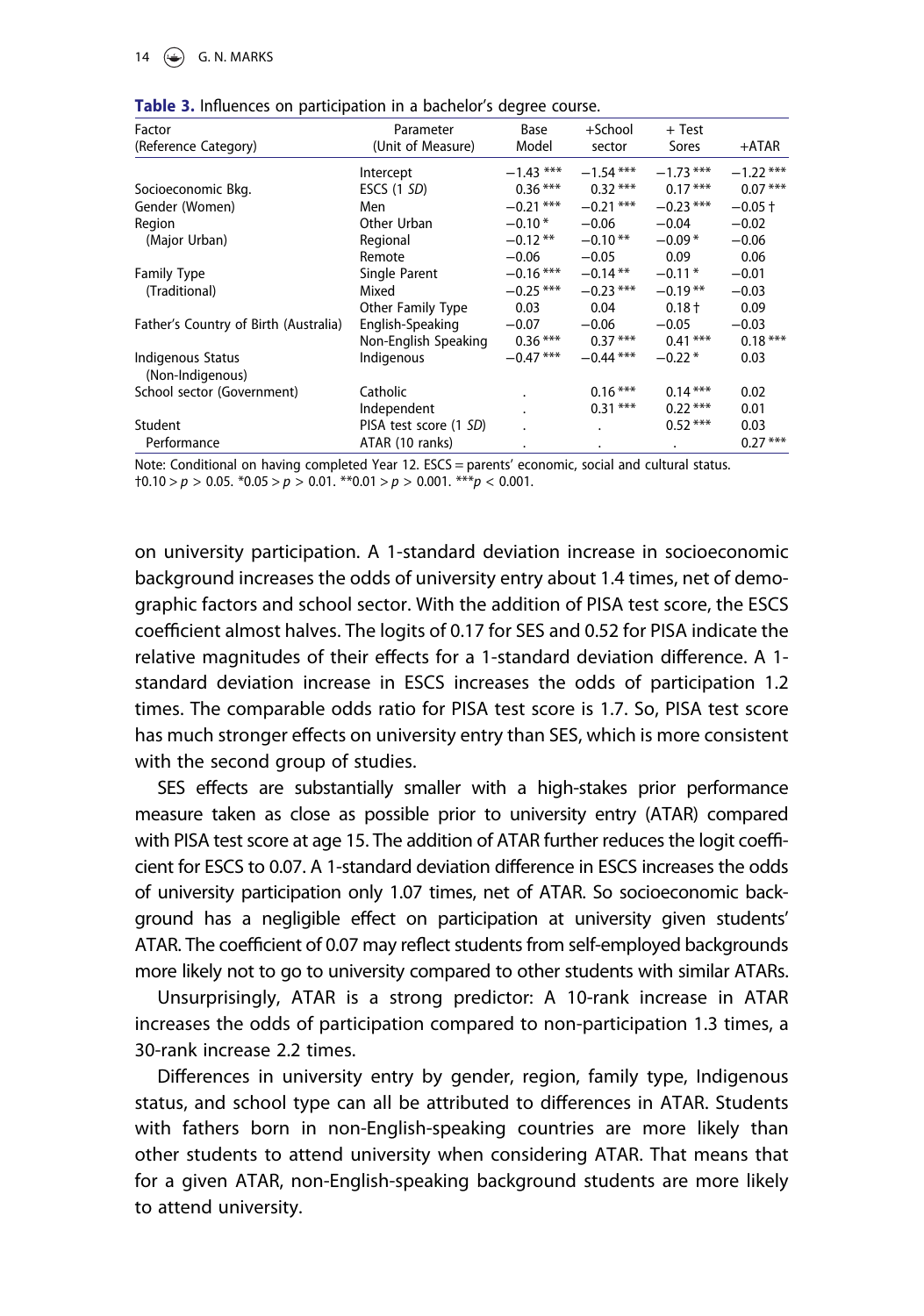**Table 3.** Influences on participation in a bachelor's degree course.

| Factor (Reference Category) | Parameter (Unit of Measure) | Base Model | +School sector | + Test Sores | +ATAR |
|---|---|---|---|---|---|
| | Intercept | −1.43 *** | −1.54 *** | −1.73 *** | −1.22 *** |
| Socioeconomic Bkg. | ESCS (1 *SD*) | 0.36 *** | 0.32 *** | 0.17 *** | 0.07 *** |
| Gender (Women) | Men | −0.21 *** | −0.21 *** | −0.23 *** | −0.05 † |
| Region | Other Urban | −0.10 * | −0.06 | −0.04 | −0.02 |
| (Major Urban) | Regional | −0.12 ** | −0.10 ** | −0.09 * | −0.06 |
| | Remote | −0.06 | −0.05 | 0.09 | 0.06 |
| Family Type | Single Parent | −0.16 *** | −0.14 ** | −0.11 * | −0.01 |
| (Traditional) | Mixed | −0.25 *** | −0.23 *** | −0.19 ** | −0.03 |
| | Other Family Type | 0.03 | 0.04 | 0.18 † | 0.09 |
| Father's Country of Birth (Australia) | English-Speaking | −0.07 | −0.06 | −0.05 | −0.03 |
| | Non-English Speaking | 0.36 *** | 0.37 *** | 0.41 *** | 0.18 *** |
| Indigenous Status (Non-Indigenous) | Indigenous | −0.47 *** | −0.44 *** | −0.22 * | 0.03 |
| School sector (Government) | Catholic | . | 0.16 *** | 0.14 *** | 0.02 |
| | Independent | . | 0.31 *** | 0.22 *** | 0.01 |
| Student | PISA test score (1 *SD*) | . | . | 0.52 *** | 0.03 |
| Performance | ATAR (10 ranks) | . | . | . | 0.27 *** |

Note: Conditional on having completed Year 12. ESCS = parents' economic, social and cultural status.
†0.10 > $p$ > 0.05. *0.05 > $p$ > 0.01. **0.01 > $p$ > 0.001. ***$p$ < 0.001.

on university participation. A 1-standard deviation increase in socioeconomic background increases the odds of university entry about 1.4 times, net of demographic factors and school sector. With the addition of PISA test score, the ESCS coefficient almost halves. The logits of 0.17 for SES and 0.52 for PISA indicate the relative magnitudes of their effects for a 1-standard deviation difference. A 1-standard deviation increase in ESCS increases the odds of participation 1.2 times. The comparable odds ratio for PISA test score is 1.7. So, PISA test score has much stronger effects on university entry than SES, which is more consistent with the second group of studies.

SES effects are substantially smaller with a high-stakes prior performance measure taken as close as possible prior to university entry (ATAR) compared with PISA test score at age 15. The addition of ATAR further reduces the logit coefficient for ESCS to 0.07. A 1-standard deviation difference in ESCS increases the odds of university participation only 1.07 times, net of ATAR. So socioeconomic background has a negligible effect on participation at university given students' ATAR. The coefficient of 0.07 may reflect students from self-employed backgrounds more likely not to go to university compared to other students with similar ATARs.

Unsurprisingly, ATAR is a strong predictor: A 10-rank increase in ATAR increases the odds of participation compared to non-participation 1.3 times, a 30-rank increase 2.2 times.

Differences in university entry by gender, region, family type, Indigenous status, and school type can all be attributed to differences in ATAR. Students with fathers born in non-English-speaking countries are more likely than other students to attend university when considering ATAR. That means that for a given ATAR, non-English-speaking background students are more likely to attend university.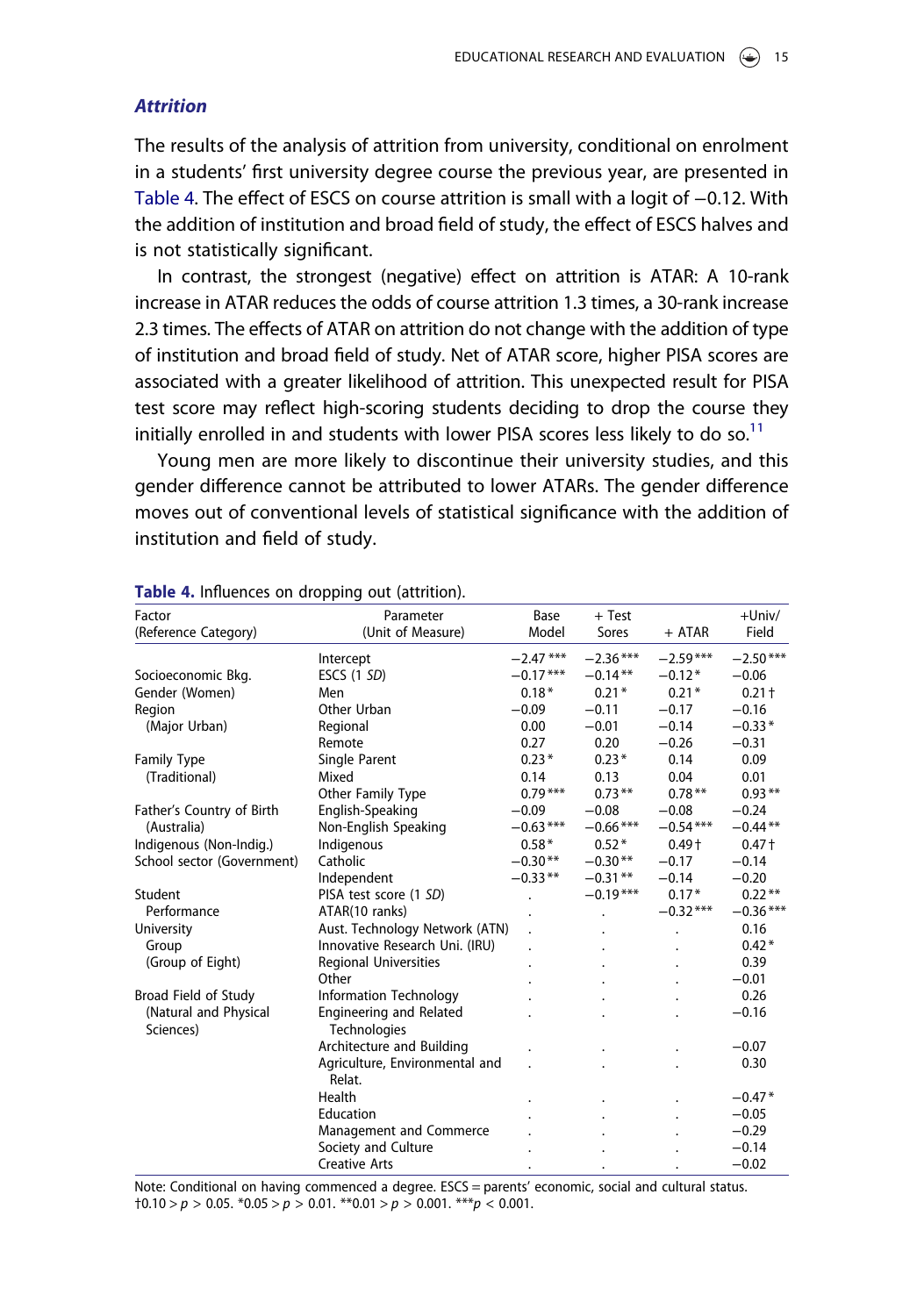### *Attrition*

The results of the analysis of attrition from university, conditional on enrolment in a students' first university degree course the previous year, are presented in Table 4. The effect of ESCS on course attrition is small with a logit of −0.12. With the addition of institution and broad field of study, the effect of ESCS halves and is not statistically significant.

In contrast, the strongest (negative) effect on attrition is ATAR: A 10-rank increase in ATAR reduces the odds of course attrition 1.3 times, a 30-rank increase 2.3 times. The effects of ATAR on attrition do not change with the addition of type of institution and broad field of study. Net of ATAR score, higher PISA scores are associated with a greater likelihood of attrition. This unexpected result for PISA test score may reflect high-scoring students deciding to drop the course they initially enrolled in and students with lower PISA scores less likely to do so.[11]

Young men are more likely to discontinue their university studies, and this gender difference cannot be attributed to lower ATARs. The gender difference moves out of conventional levels of statistical significance with the addition of institution and field of study.

**Table 4.** Influences on dropping out (attrition).

| Factor (Reference Category) | Parameter (Unit of Measure) | Base Model | + Test Sores | + ATAR | +Univ/ Field |
|---|---|---|---|---|---|
| | Intercept | −2.47*** | −2.36*** | −2.59*** | −2.50*** |
| Socioeconomic Bkg. | ESCS (1 *SD*) | −0.17*** | −0.14** | −0.12* | −0.06 |
| Gender (Women) | Men | 0.18* | 0.21* | 0.21* | 0.21† |
| Region | Other Urban | −0.09 | −0.11 | −0.17 | −0.16 |
| (Major Urban) | Regional | 0.00 | −0.01 | −0.14 | −0.33* |
| | Remote | 0.27 | 0.20 | −0.26 | −0.31 |
| Family Type | Single Parent | 0.23* | 0.23* | 0.14 | 0.09 |
| (Traditional) | Mixed | 0.14 | 0.13 | 0.04 | 0.01 |
| | Other Family Type | 0.79*** | 0.73** | 0.78** | 0.93** |
| Father's Country of Birth | English-Speaking | −0.09 | −0.08 | −0.08 | −0.24 |
| (Australia) | Non-English Speaking | −0.63*** | −0.66*** | −0.54*** | −0.44** |
| Indigenous (Non-Indig.) | Indigenous | 0.58* | 0.52* | 0.49† | 0.47† |
| School sector (Government) | Catholic | −0.30** | −0.30** | −0.17 | −0.14 |
| | Independent | −0.33** | −0.31** | −0.14 | −0.20 |
| Student | PISA test score (1 *SD*) | . | −0.19*** | 0.17* | 0.22** |
| Performance | ATAR(10 ranks) | . | . | −0.32*** | −0.36*** |
| University | Aust. Technology Network (ATN) | . | . | . | 0.16 |
| Group | Innovative Research Uni. (IRU) | . | . | . | 0.42* |
| (Group of Eight) | Regional Universities | . | . | . | 0.39 |
| | Other | . | . | . | −0.01 |
| Broad Field of Study | Information Technology | . | . | . | 0.26 |
| (Natural and Physical Sciences) | Engineering and Related Technologies | . | . | . | −0.16 |
| | Architecture and Building | . | . | . | −0.07 |
| | Agriculture, Environmental and Relat. | . | . | . | 0.30 |
| | Health | . | . | . | −0.47* |
| | Education | . | . | . | −0.05 |
| | Management and Commerce | . | . | . | −0.29 |
| | Society and Culture | . | . | . | −0.14 |
| | Creative Arts | . | . | . | −0.02 |

Note: Conditional on having commenced a degree. ESCS = parents' economic, social and cultural status. †$0.10 > p > 0.05$. *$0.05 > p > 0.01$. **$0.01 > p > 0.001$. ***$p < 0.001$.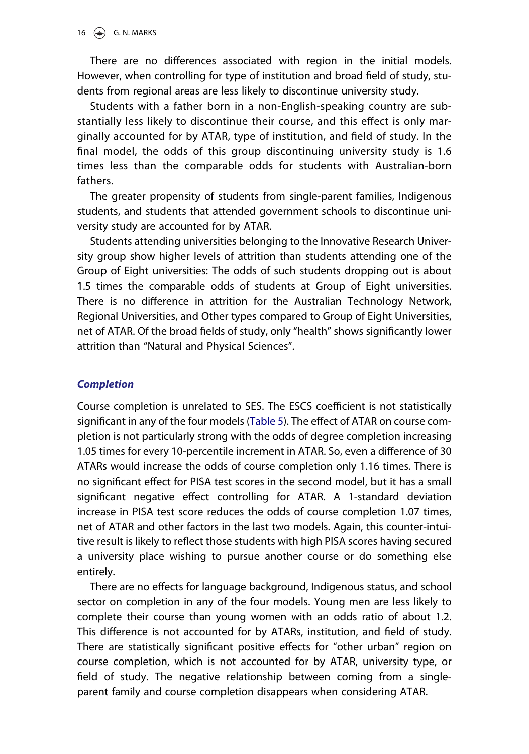There are no differences associated with region in the initial models. However, when controlling for type of institution and broad field of study, students from regional areas are less likely to discontinue university study.

Students with a father born in a non-English-speaking country are substantially less likely to discontinue their course, and this effect is only marginally accounted for by ATAR, type of institution, and field of study. In the final model, the odds of this group discontinuing university study is 1.6 times less than the comparable odds for students with Australian-born fathers.

The greater propensity of students from single-parent families, Indigenous students, and students that attended government schools to discontinue university study are accounted for by ATAR.

Students attending universities belonging to the Innovative Research University group show higher levels of attrition than students attending one of the Group of Eight universities: The odds of such students dropping out is about 1.5 times the comparable odds of students at Group of Eight universities. There is no difference in attrition for the Australian Technology Network, Regional Universities, and Other types compared to Group of Eight Universities, net of ATAR. Of the broad fields of study, only "health" shows significantly lower attrition than "Natural and Physical Sciences".

### *Completion*

Course completion is unrelated to SES. The ESCS coefficient is not statistically significant in any of the four models (Table 5). The effect of ATAR on course completion is not particularly strong with the odds of degree completion increasing 1.05 times for every 10-percentile increment in ATAR. So, even a difference of 30 ATARs would increase the odds of course completion only 1.16 times. There is no significant effect for PISA test scores in the second model, but it has a small significant negative effect controlling for ATAR. A 1-standard deviation increase in PISA test score reduces the odds of course completion 1.07 times, net of ATAR and other factors in the last two models. Again, this counter-intuitive result is likely to reflect those students with high PISA scores having secured a university place wishing to pursue another course or do something else entirely.

There are no effects for language background, Indigenous status, and school sector on completion in any of the four models. Young men are less likely to complete their course than young women with an odds ratio of about 1.2. This difference is not accounted for by ATARs, institution, and field of study. There are statistically significant positive effects for "other urban" region on course completion, which is not accounted for by ATAR, university type, or field of study. The negative relationship between coming from a single-parent family and course completion disappears when considering ATAR.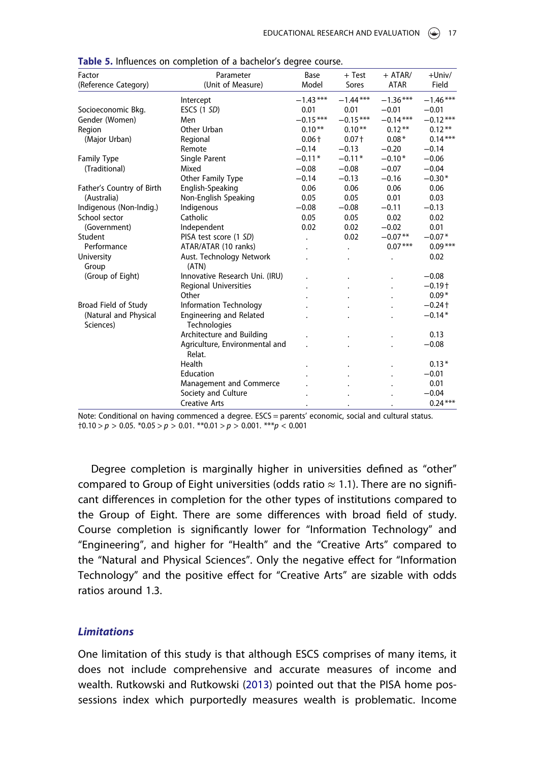**Table 5.** Influences on completion of a bachelor's degree course.

| Factor (Reference Category) | Parameter (Unit of Measure) | Base Model | + Test Sores | + ATAR/ ATAR | +Univ/ Field |
|---|---|---|---|---|---|
| | Intercept | −1.43*** | −1.44*** | −1.36*** | −1.46*** |
| Socioeconomic Bkg. | ESCS (1 *SD*) | 0.01 | 0.01 | −0.01 | −0.01 |
| Gender (Women) | Men | −0.15*** | −0.15*** | −0.14*** | −0.12*** |
| Region | Other Urban | 0.10** | 0.10** | 0.12** | 0.12** |
| (Major Urban) | Regional | 0.06† | 0.07† | 0.08* | 0.14*** |
| | Remote | −0.14 | −0.13 | −0.20 | −0.14 |
| Family Type | Single Parent | −0.11* | −0.11* | −0.10* | −0.06 |
| (Traditional) | Mixed | −0.08 | −0.08 | −0.07 | −0.04 |
| | Other Family Type | −0.14 | −0.13 | −0.16 | −0.30* |
| Father's Country of Birth | English-Speaking | 0.06 | 0.06 | 0.06 | 0.06 |
| (Australia) | Non-English Speaking | 0.05 | 0.05 | 0.01 | 0.03 |
| Indigenous (Non-Indig.) | Indigenous | −0.08 | −0.08 | −0.11 | −0.13 |
| School sector | Catholic | 0.05 | 0.05 | 0.02 | 0.02 |
| (Government) | Independent | 0.02 | 0.02 | −0.02 | 0.01 |
| Student | PISA test score (1 *SD*) | . | 0.02 | −0.07** | −0.07* |
| Performance | ATAR/ATAR (10 ranks) | . | . | 0.07*** | 0.09*** |
| University Group | Aust. Technology Network (ATN) | . | . | . | 0.02 |
| (Group of Eight) | Innovative Research Uni. (IRU) | . | . | . | −0.08 |
| | Regional Universities | . | . | . | −0.19† |
| | Other | . | . | . | 0.09* |
| Broad Field of Study | Information Technology | . | . | . | −0.24† |
| (Natural and Physical Sciences) | Engineering and Related Technologies | . | . | . | −0.14* |
| | Architecture and Building | . | . | . | 0.13 |
| | Agriculture, Environmental and Relat. | . | . | . | −0.08 |
| | Health | . | . | . | 0.13* |
| | Education | . | . | . | −0.01 |
| | Management and Commerce | . | . | . | 0.01 |
| | Society and Culture | . | . | . | −0.04 |
| | Creative Arts | . | . | . | 0.24*** |

Note: Conditional on having commenced a degree. ESCS = parents' economic, social and cultural status.
†0.10 > $p$ > 0.05. *0.05 > $p$ > 0.01. **0.01 > $p$ > 0.001. ***$p$ < 0.001

Degree completion is marginally higher in universities defined as "other" compared to Group of Eight universities (odds ratio ≈ 1.1). There are no significant differences in completion for the other types of institutions compared to the Group of Eight. There are some differences with broad field of study. Course completion is significantly lower for "Information Technology" and "Engineering", and higher for "Health" and the "Creative Arts" compared to the "Natural and Physical Sciences". Only the negative effect for "Information Technology" and the positive effect for "Creative Arts" are sizable with odds ratios around 1.3.

### *Limitations*

One limitation of this study is that although ESCS comprises of many items, it does not include comprehensive and accurate measures of income and wealth. Rutkowski and Rutkowski (2013) pointed out that the PISA home possessions index which purportedly measures wealth is problematic. Income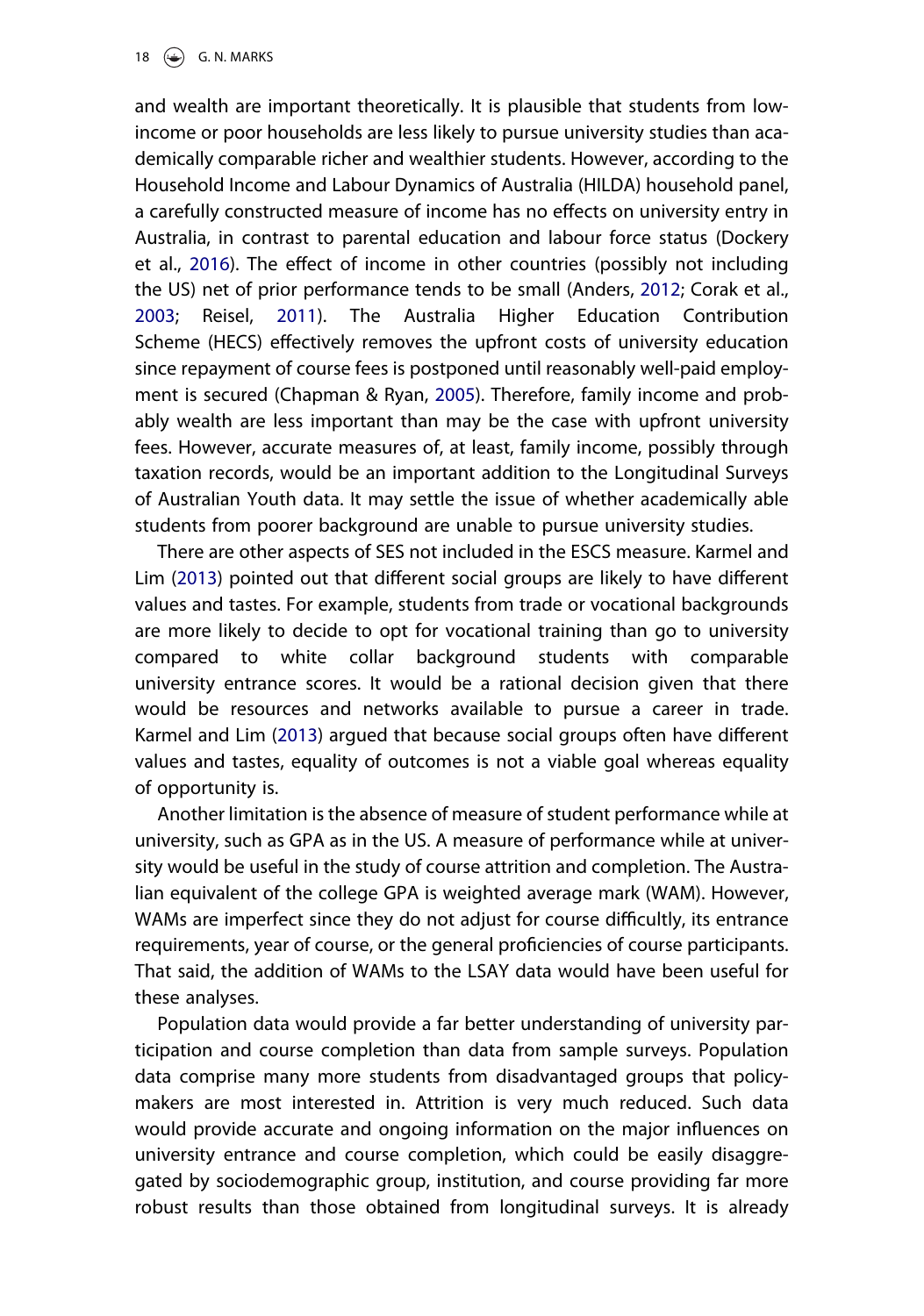and wealth are important theoretically. It is plausible that students from low-income or poor households are less likely to pursue university studies than academically comparable richer and wealthier students. However, according to the Household Income and Labour Dynamics of Australia (HILDA) household panel, a carefully constructed measure of income has no effects on university entry in Australia, in contrast to parental education and labour force status (Dockery et al., 2016). The effect of income in other countries (possibly not including the US) net of prior performance tends to be small (Anders, 2012; Corak et al., 2003; Reisel, 2011). The Australia Higher Education Contribution Scheme (HECS) effectively removes the upfront costs of university education since repayment of course fees is postponed until reasonably well-paid employment is secured (Chapman & Ryan, 2005). Therefore, family income and probably wealth are less important than may be the case with upfront university fees. However, accurate measures of, at least, family income, possibly through taxation records, would be an important addition to the Longitudinal Surveys of Australian Youth data. It may settle the issue of whether academically able students from poorer background are unable to pursue university studies.

There are other aspects of SES not included in the ESCS measure. Karmel and Lim (2013) pointed out that different social groups are likely to have different values and tastes. For example, students from trade or vocational backgrounds are more likely to decide to opt for vocational training than go to university compared to white collar background students with comparable university entrance scores. It would be a rational decision given that there would be resources and networks available to pursue a career in trade. Karmel and Lim (2013) argued that because social groups often have different values and tastes, equality of outcomes is not a viable goal whereas equality of opportunity is.

Another limitation is the absence of measure of student performance while at university, such as GPA as in the US. A measure of performance while at university would be useful in the study of course attrition and completion. The Australian equivalent of the college GPA is weighted average mark (WAM). However, WAMs are imperfect since they do not adjust for course difficultly, its entrance requirements, year of course, or the general proficiencies of course participants. That said, the addition of WAMs to the LSAY data would have been useful for these analyses.

Population data would provide a far better understanding of university participation and course completion than data from sample surveys. Population data comprise many more students from disadvantaged groups that policymakers are most interested in. Attrition is very much reduced. Such data would provide accurate and ongoing information on the major influences on university entrance and course completion, which could be easily disaggregated by sociodemographic group, institution, and course providing far more robust results than those obtained from longitudinal surveys. It is already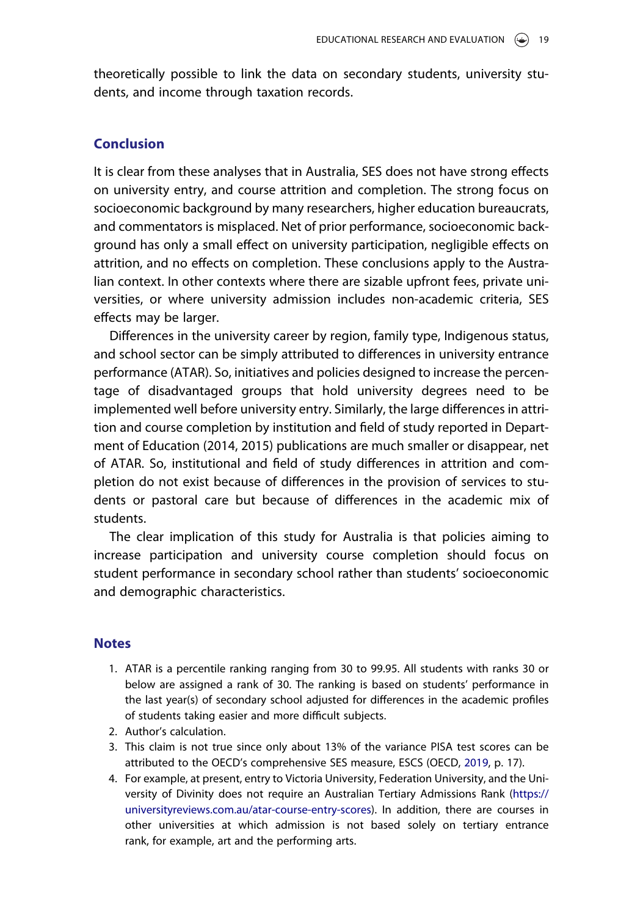theoretically possible to link the data on secondary students, university students, and income through taxation records.

## Conclusion

It is clear from these analyses that in Australia, SES does not have strong effects on university entry, and course attrition and completion. The strong focus on socioeconomic background by many researchers, higher education bureaucrats, and commentators is misplaced. Net of prior performance, socioeconomic background has only a small effect on university participation, negligible effects on attrition, and no effects on completion. These conclusions apply to the Australian context. In other contexts where there are sizable upfront fees, private universities, or where university admission includes non-academic criteria, SES effects may be larger.

Differences in the university career by region, family type, Indigenous status, and school sector can be simply attributed to differences in university entrance performance (ATAR). So, initiatives and policies designed to increase the percentage of disadvantaged groups that hold university degrees need to be implemented well before university entry. Similarly, the large differences in attrition and course completion by institution and field of study reported in Department of Education (2014, 2015) publications are much smaller or disappear, net of ATAR. So, institutional and field of study differences in attrition and completion do not exist because of differences in the provision of services to students or pastoral care but because of differences in the academic mix of students.

The clear implication of this study for Australia is that policies aiming to increase participation and university course completion should focus on student performance in secondary school rather than students' socioeconomic and demographic characteristics.

## Notes

1. ATAR is a percentile ranking ranging from 30 to 99.95. All students with ranks 30 or below are assigned a rank of 30. The ranking is based on students' performance in the last year(s) of secondary school adjusted for differences in the academic profiles of students taking easier and more difficult subjects.
2. Author's calculation.
3. This claim is not true since only about 13% of the variance PISA test scores can be attributed to the OECD's comprehensive SES measure, ESCS (OECD, 2019, p. 17).
4. For example, at present, entry to Victoria University, Federation University, and the University of Divinity does not require an Australian Tertiary Admissions Rank (https://universityreviews.com.au/atar-course-entry-scores). In addition, there are courses in other universities at which admission is not based solely on tertiary entrance rank, for example, art and the performing arts.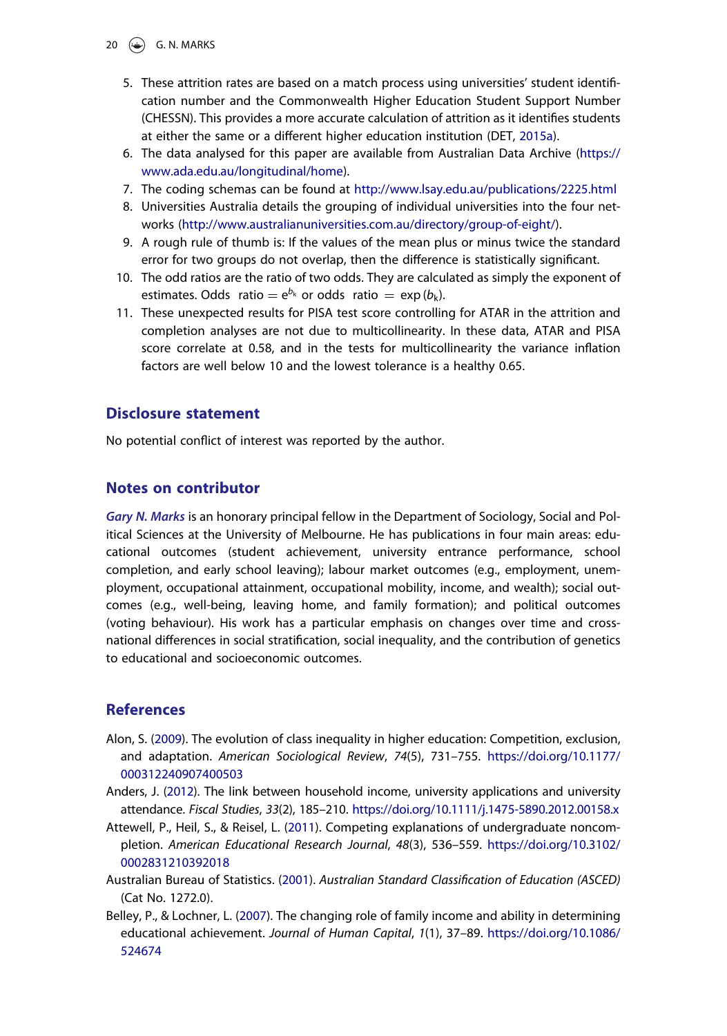5. These attrition rates are based on a match process using universities' student identification number and the Commonwealth Higher Education Student Support Number (CHESSN). This provides a more accurate calculation of attrition as it identifies students at either the same or a different higher education institution (DET, 2015a).
6. The data analysed for this paper are available from Australian Data Archive (https://www.ada.edu.au/longitudinal/home).
7. The coding schemas can be found at http://www.lsay.edu.au/publications/2225.html
8. Universities Australia details the grouping of individual universities into the four networks (http://www.australianuniversities.com.au/directory/group-of-eight/).
9. A rough rule of thumb is: If the values of the mean plus or minus twice the standard error for two groups do not overlap, then the difference is statistically significant.
10. The odd ratios are the ratio of two odds. They are calculated as simply the exponent of estimates. Odds ratio $= e^{b_k}$ or odds ratio $= \exp(b_k)$.
11. These unexpected results for PISA test score controlling for ATAR in the attrition and completion analyses are not due to multicollinearity. In these data, ATAR and PISA score correlate at 0.58, and in the tests for multicollinearity the variance inflation factors are well below 10 and the lowest tolerance is a healthy 0.65.

## Disclosure statement

No potential conflict of interest was reported by the author.

## Notes on contributor

***Gary N. Marks*** is an honorary principal fellow in the Department of Sociology, Social and Political Sciences at the University of Melbourne. He has publications in four main areas: educational outcomes (student achievement, university entrance performance, school completion, and early school leaving); labour market outcomes (e.g., employment, unemployment, occupational attainment, occupational mobility, income, and wealth); social outcomes (e.g., well-being, leaving home, and family formation); and political outcomes (voting behaviour). His work has a particular emphasis on changes over time and cross-national differences in social stratification, social inequality, and the contribution of genetics to educational and socioeconomic outcomes.

## References

Alon, S. (2009). The evolution of class inequality in higher education: Competition, exclusion, and adaptation. *American Sociological Review*, *74*(5), 731–755. https://doi.org/10.1177/000312240907400503

Anders, J. (2012). The link between household income, university applications and university attendance. *Fiscal Studies*, *33*(2), 185–210. https://doi.org/10.1111/j.1475-5890.2012.00158.x

Attewell, P., Heil, S., & Reisel, L. (2011). Competing explanations of undergraduate noncompletion. *American Educational Research Journal*, *48*(3), 536–559. https://doi.org/10.3102/0002831210392018

Australian Bureau of Statistics. (2001). *Australian Standard Classification of Education (ASCED)* (Cat No. 1272.0).

Belley, P., & Lochner, L. (2007). The changing role of family income and ability in determining educational achievement. *Journal of Human Capital*, *1*(1), 37–89. https://doi.org/10.1086/524674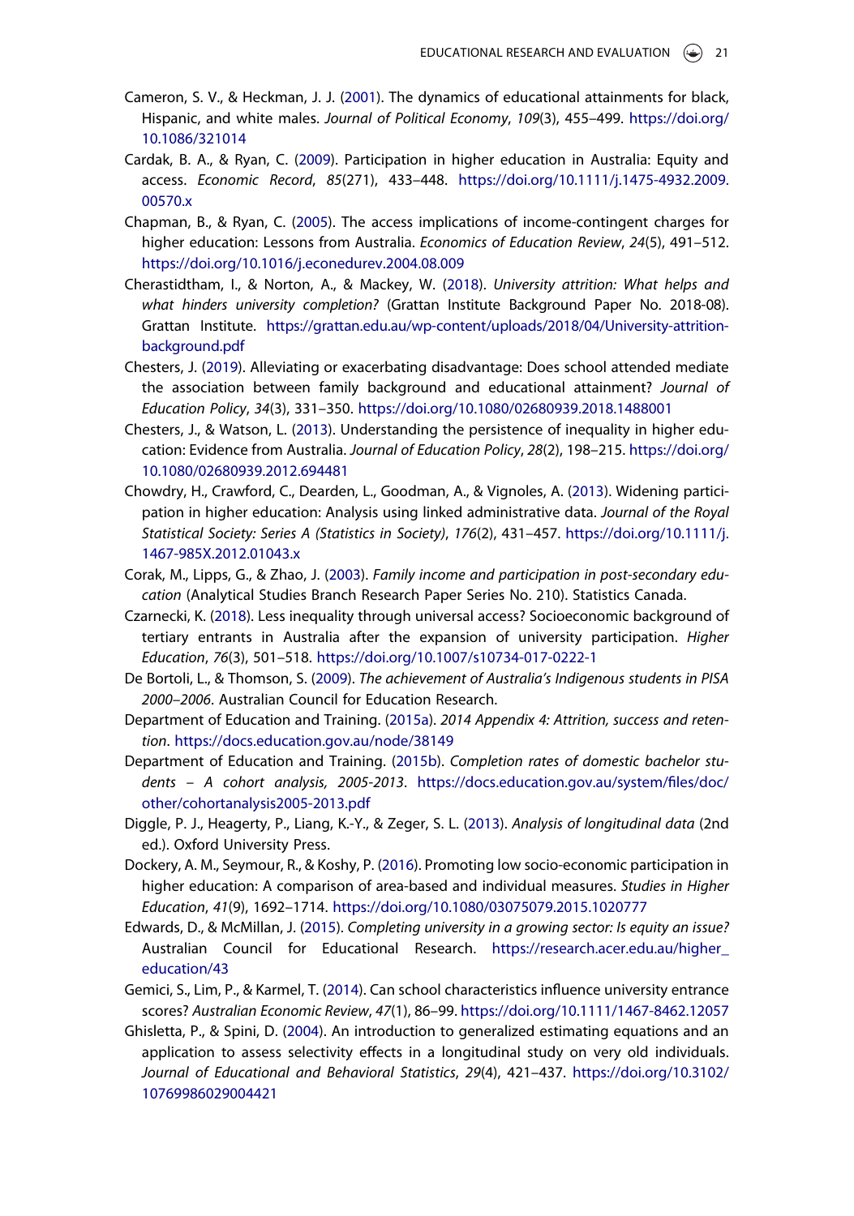Cameron, S. V., & Heckman, J. J. (2001). The dynamics of educational attainments for black, Hispanic, and white males. *Journal of Political Economy*, *109*(3), 455–499. https://doi.org/10.1086/321014

Cardak, B. A., & Ryan, C. (2009). Participation in higher education in Australia: Equity and access. *Economic Record*, *85*(271), 433–448. https://doi.org/10.1111/j.1475-4932.2009.00570.x

Chapman, B., & Ryan, C. (2005). The access implications of income-contingent charges for higher education: Lessons from Australia. *Economics of Education Review*, *24*(5), 491–512. https://doi.org/10.1016/j.econedurev.2004.08.009

Cherastidtham, I., & Norton, A., & Mackey, W. (2018). *University attrition: What helps and what hinders university completion?* (Grattan Institute Background Paper No. 2018-08). Grattan Institute. https://grattan.edu.au/wp-content/uploads/2018/04/University-attrition-background.pdf

Chesters, J. (2019). Alleviating or exacerbating disadvantage: Does school attended mediate the association between family background and educational attainment? *Journal of Education Policy*, *34*(3), 331–350. https://doi.org/10.1080/02680939.2018.1488001

Chesters, J., & Watson, L. (2013). Understanding the persistence of inequality in higher education: Evidence from Australia. *Journal of Education Policy*, *28*(2), 198–215. https://doi.org/10.1080/02680939.2012.694481

Chowdry, H., Crawford, C., Dearden, L., Goodman, A., & Vignoles, A. (2013). Widening participation in higher education: Analysis using linked administrative data. *Journal of the Royal Statistical Society: Series A (Statistics in Society)*, *176*(2), 431–457. https://doi.org/10.1111/j.1467-985X.2012.01043.x

Corak, M., Lipps, G., & Zhao, J. (2003). *Family income and participation in post-secondary education* (Analytical Studies Branch Research Paper Series No. 210). Statistics Canada.

Czarnecki, K. (2018). Less inequality through universal access? Socioeconomic background of tertiary entrants in Australia after the expansion of university participation. *Higher Education*, *76*(3), 501–518. https://doi.org/10.1007/s10734-017-0222-1

De Bortoli, L., & Thomson, S. (2009). *The achievement of Australia's Indigenous students in PISA 2000–2006*. Australian Council for Education Research.

Department of Education and Training. (2015a). *2014 Appendix 4: Attrition, success and retention*. https://docs.education.gov.au/node/38149

Department of Education and Training. (2015b). *Completion rates of domestic bachelor students – A cohort analysis, 2005-2013*. https://docs.education.gov.au/system/files/doc/other/cohortanalysis2005-2013.pdf

Diggle, P. J., Heagerty, P., Liang, K.-Y., & Zeger, S. L. (2013). *Analysis of longitudinal data* (2nd ed.). Oxford University Press.

Dockery, A. M., Seymour, R., & Koshy, P. (2016). Promoting low socio-economic participation in higher education: A comparison of area-based and individual measures. *Studies in Higher Education*, *41*(9), 1692–1714. https://doi.org/10.1080/03075079.2015.1020777

Edwards, D., & McMillan, J. (2015). *Completing university in a growing sector: Is equity an issue?* Australian Council for Educational Research. https://research.acer.edu.au/higher_education/43

Gemici, S., Lim, P., & Karmel, T. (2014). Can school characteristics influence university entrance scores? *Australian Economic Review*, *47*(1), 86–99. https://doi.org/10.1111/1467-8462.12057

Ghisletta, P., & Spini, D. (2004). An introduction to generalized estimating equations and an application to assess selectivity effects in a longitudinal study on very old individuals. *Journal of Educational and Behavioral Statistics*, *29*(4), 421–437. https://doi.org/10.3102/10769986029004421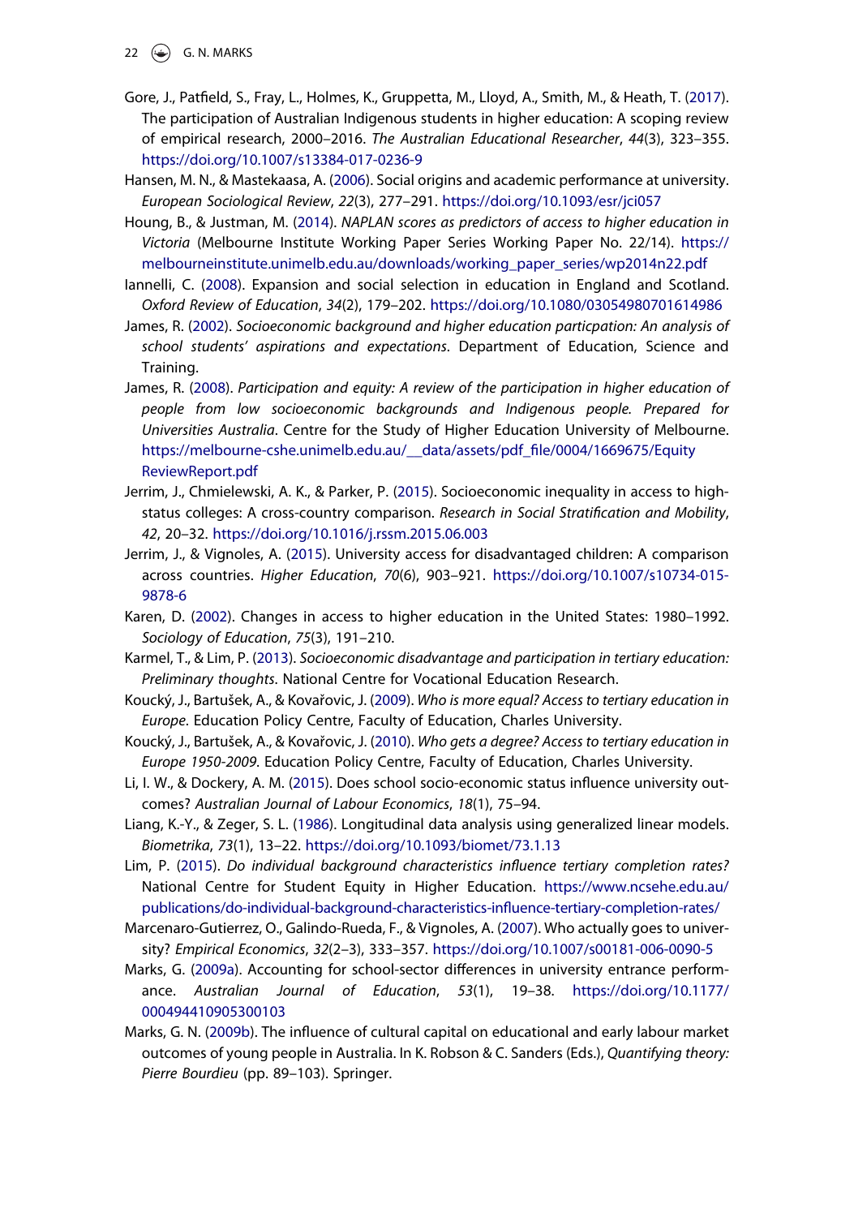Gore, J., Patfield, S., Fray, L., Holmes, K., Gruppetta, M., Lloyd, A., Smith, M., & Heath, T. (2017). The participation of Australian Indigenous students in higher education: A scoping review of empirical research, 2000–2016. *The Australian Educational Researcher*, *44*(3), 323–355. https://doi.org/10.1007/s13384-017-0236-9

Hansen, M. N., & Mastekaasa, A. (2006). Social origins and academic performance at university. *European Sociological Review*, *22*(3), 277–291. https://doi.org/10.1093/esr/jci057

Houng, B., & Justman, M. (2014). *NAPLAN scores as predictors of access to higher education in Victoria* (Melbourne Institute Working Paper Series Working Paper No. 22/14). https://melbourneinstitute.unimelb.edu.au/downloads/working_paper_series/wp2014n22.pdf

Iannelli, C. (2008). Expansion and social selection in education in England and Scotland. *Oxford Review of Education*, *34*(2), 179–202. https://doi.org/10.1080/03054980701614986

James, R. (2002). *Socioeconomic background and higher education particpation: An analysis of school students' aspirations and expectations*. Department of Education, Science and Training.

James, R. (2008). *Participation and equity: A review of the participation in higher education of people from low socioeconomic backgrounds and Indigenous people. Prepared for Universities Australia*. Centre for the Study of Higher Education University of Melbourne. https://melbourne-cshe.unimelb.edu.au/__data/assets/pdf_file/0004/1669675/EquityReviewReport.pdf

Jerrim, J., Chmielewski, A. K., & Parker, P. (2015). Socioeconomic inequality in access to high-status colleges: A cross-country comparison. *Research in Social Stratification and Mobility*, *42*, 20–32. https://doi.org/10.1016/j.rssm.2015.06.003

Jerrim, J., & Vignoles, A. (2015). University access for disadvantaged children: A comparison across countries. *Higher Education*, *70*(6), 903–921. https://doi.org/10.1007/s10734-015-9878-6

Karen, D. (2002). Changes in access to higher education in the United States: 1980–1992. *Sociology of Education*, *75*(3), 191–210.

Karmel, T., & Lim, P. (2013). *Socioeconomic disadvantage and participation in tertiary education: Preliminary thoughts*. National Centre for Vocational Education Research.

Koucký, J., Bartušek, A., & Kovařovic, J. (2009). *Who is more equal? Access to tertiary education in Europe*. Education Policy Centre, Faculty of Education, Charles University.

Koucký, J., Bartušek, A., & Kovařovic, J. (2010). *Who gets a degree? Access to tertiary education in Europe 1950-2009*. Education Policy Centre, Faculty of Education, Charles University.

Li, I. W., & Dockery, A. M. (2015). Does school socio-economic status influence university outcomes? *Australian Journal of Labour Economics*, *18*(1), 75–94.

Liang, K.-Y., & Zeger, S. L. (1986). Longitudinal data analysis using generalized linear models. *Biometrika*, *73*(1), 13–22. https://doi.org/10.1093/biomet/73.1.13

Lim, P. (2015). *Do individual background characteristics influence tertiary completion rates?* National Centre for Student Equity in Higher Education. https://www.ncsehe.edu.au/publications/do-individual-background-characteristics-influence-tertiary-completion-rates/

Marcenaro-Gutierrez, O., Galindo-Rueda, F., & Vignoles, A. (2007). Who actually goes to university? *Empirical Economics*, *32*(2–3), 333–357. https://doi.org/10.1007/s00181-006-0090-5

Marks, G. (2009a). Accounting for school-sector differences in university entrance performance. *Australian Journal of Education*, *53*(1), 19–38. https://doi.org/10.1177/000494410905300103

Marks, G. N. (2009b). The influence of cultural capital on educational and early labour market outcomes of young people in Australia. In K. Robson & C. Sanders (Eds.), *Quantifying theory: Pierre Bourdieu* (pp. 89–103). Springer.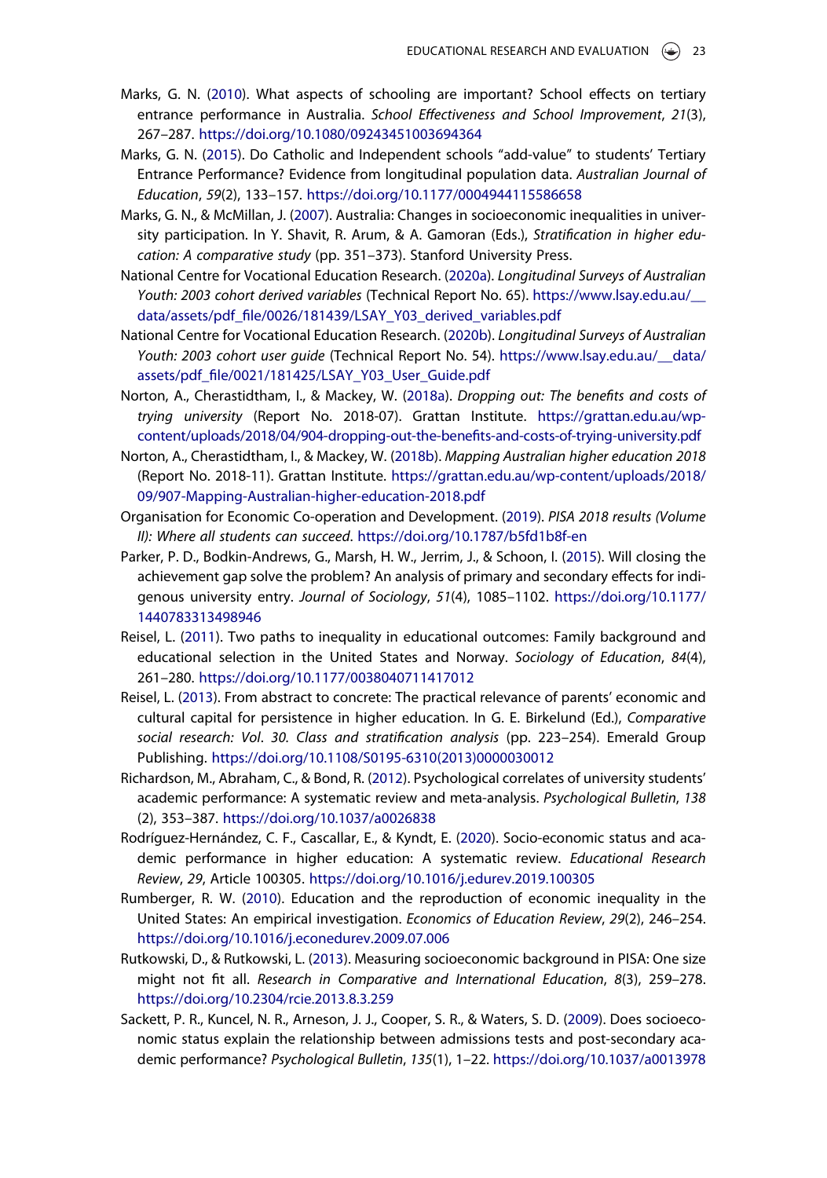Marks, G. N. (2010). What aspects of schooling are important? School effects on tertiary entrance performance in Australia. *School Effectiveness and School Improvement*, *21*(3), 267–287. https://doi.org/10.1080/09243451003694364

Marks, G. N. (2015). Do Catholic and Independent schools "add-value" to students' Tertiary Entrance Performance? Evidence from longitudinal population data. *Australian Journal of Education*, *59*(2), 133–157. https://doi.org/10.1177/0004944115586658

Marks, G. N., & McMillan, J. (2007). Australia: Changes in socioeconomic inequalities in university participation. In Y. Shavit, R. Arum, & A. Gamoran (Eds.), *Stratification in higher education: A comparative study* (pp. 351–373). Stanford University Press.

National Centre for Vocational Education Research. (2020a). *Longitudinal Surveys of Australian Youth: 2003 cohort derived variables* (Technical Report No. 65). https://www.lsay.edu.au/__data/assets/pdf_file/0026/181439/LSAY_Y03_derived_variables.pdf

National Centre for Vocational Education Research. (2020b). *Longitudinal Surveys of Australian Youth: 2003 cohort user guide* (Technical Report No. 54). https://www.lsay.edu.au/__data/assets/pdf_file/0021/181425/LSAY_Y03_User_Guide.pdf

Norton, A., Cherastidtham, I., & Mackey, W. (2018a). *Dropping out: The benefits and costs of trying university* (Report No. 2018-07). Grattan Institute. https://grattan.edu.au/wp-content/uploads/2018/04/904-dropping-out-the-benefits-and-costs-of-trying-university.pdf

Norton, A., Cherastidtham, I., & Mackey, W. (2018b). *Mapping Australian higher education 2018* (Report No. 2018-11). Grattan Institute. https://grattan.edu.au/wp-content/uploads/2018/09/907-Mapping-Australian-higher-education-2018.pdf

Organisation for Economic Co-operation and Development. (2019). *PISA 2018 results (Volume II): Where all students can succeed*. https://doi.org/10.1787/b5fd1b8f-en

Parker, P. D., Bodkin-Andrews, G., Marsh, H. W., Jerrim, J., & Schoon, I. (2015). Will closing the achievement gap solve the problem? An analysis of primary and secondary effects for indigenous university entry. *Journal of Sociology*, *51*(4), 1085–1102. https://doi.org/10.1177/1440783313498946

Reisel, L. (2011). Two paths to inequality in educational outcomes: Family background and educational selection in the United States and Norway. *Sociology of Education*, *84*(4), 261–280. https://doi.org/10.1177/0038040711417012

Reisel, L. (2013). From abstract to concrete: The practical relevance of parents' economic and cultural capital for persistence in higher education. In G. E. Birkelund (Ed.), *Comparative social research: Vol. 30. Class and stratification analysis* (pp. 223–254). Emerald Group Publishing. https://doi.org/10.1108/S0195-6310(2013)0000030012

Richardson, M., Abraham, C., & Bond, R. (2012). Psychological correlates of university students' academic performance: A systematic review and meta-analysis. *Psychological Bulletin*, *138*(2), 353–387. https://doi.org/10.1037/a0026838

Rodríguez-Hernández, C. F., Cascallar, E., & Kyndt, E. (2020). Socio-economic status and academic performance in higher education: A systematic review. *Educational Research Review*, *29*, Article 100305. https://doi.org/10.1016/j.edurev.2019.100305

Rumberger, R. W. (2010). Education and the reproduction of economic inequality in the United States: An empirical investigation. *Economics of Education Review*, *29*(2), 246–254. https://doi.org/10.1016/j.econedurev.2009.07.006

Rutkowski, D., & Rutkowski, L. (2013). Measuring socioeconomic background in PISA: One size might not fit all. *Research in Comparative and International Education*, *8*(3), 259–278. https://doi.org/10.2304/rcie.2013.8.3.259

Sackett, P. R., Kuncel, N. R., Arneson, J. J., Cooper, S. R., & Waters, S. D. (2009). Does socioeconomic status explain the relationship between admissions tests and post-secondary academic performance? *Psychological Bulletin*, *135*(1), 1–22. https://doi.org/10.1037/a0013978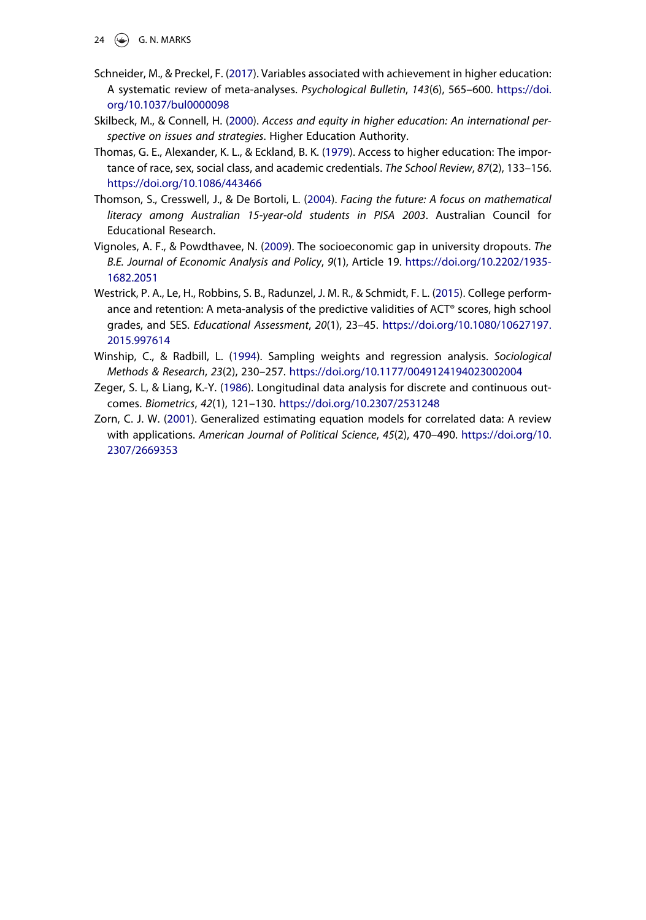Schneider, M., & Preckel, F. (2017). Variables associated with achievement in higher education: A systematic review of meta-analyses. *Psychological Bulletin*, *143*(6), 565–600. https://doi.org/10.1037/bul0000098

Skilbeck, M., & Connell, H. (2000). *Access and equity in higher education: An international perspective on issues and strategies*. Higher Education Authority.

Thomas, G. E., Alexander, K. L., & Eckland, B. K. (1979). Access to higher education: The importance of race, sex, social class, and academic credentials. *The School Review*, *87*(2), 133–156. https://doi.org/10.1086/443466

Thomson, S., Cresswell, J., & De Bortoli, L. (2004). *Facing the future: A focus on mathematical literacy among Australian 15-year-old students in PISA 2003*. Australian Council for Educational Research.

Vignoles, A. F., & Powdthavee, N. (2009). The socioeconomic gap in university dropouts. *The B.E. Journal of Economic Analysis and Policy*, *9*(1), Article 19. https://doi.org/10.2202/1935-1682.2051

Westrick, P. A., Le, H., Robbins, S. B., Radunzel, J. M. R., & Schmidt, F. L. (2015). College performance and retention: A meta-analysis of the predictive validities of ACT® scores, high school grades, and SES. *Educational Assessment*, *20*(1), 23–45. https://doi.org/10.1080/10627197.2015.997614

Winship, C., & Radbill, L. (1994). Sampling weights and regression analysis. *Sociological Methods & Research*, *23*(2), 230–257. https://doi.org/10.1177/0049124194023002004

Zeger, S. L, & Liang, K.-Y. (1986). Longitudinal data analysis for discrete and continuous outcomes. *Biometrics*, *42*(1), 121–130. https://doi.org/10.2307/2531248

Zorn, C. J. W. (2001). Generalized estimating equation models for correlated data: A review with applications. *American Journal of Political Science*, *45*(2), 470–490. https://doi.org/10.2307/2669353